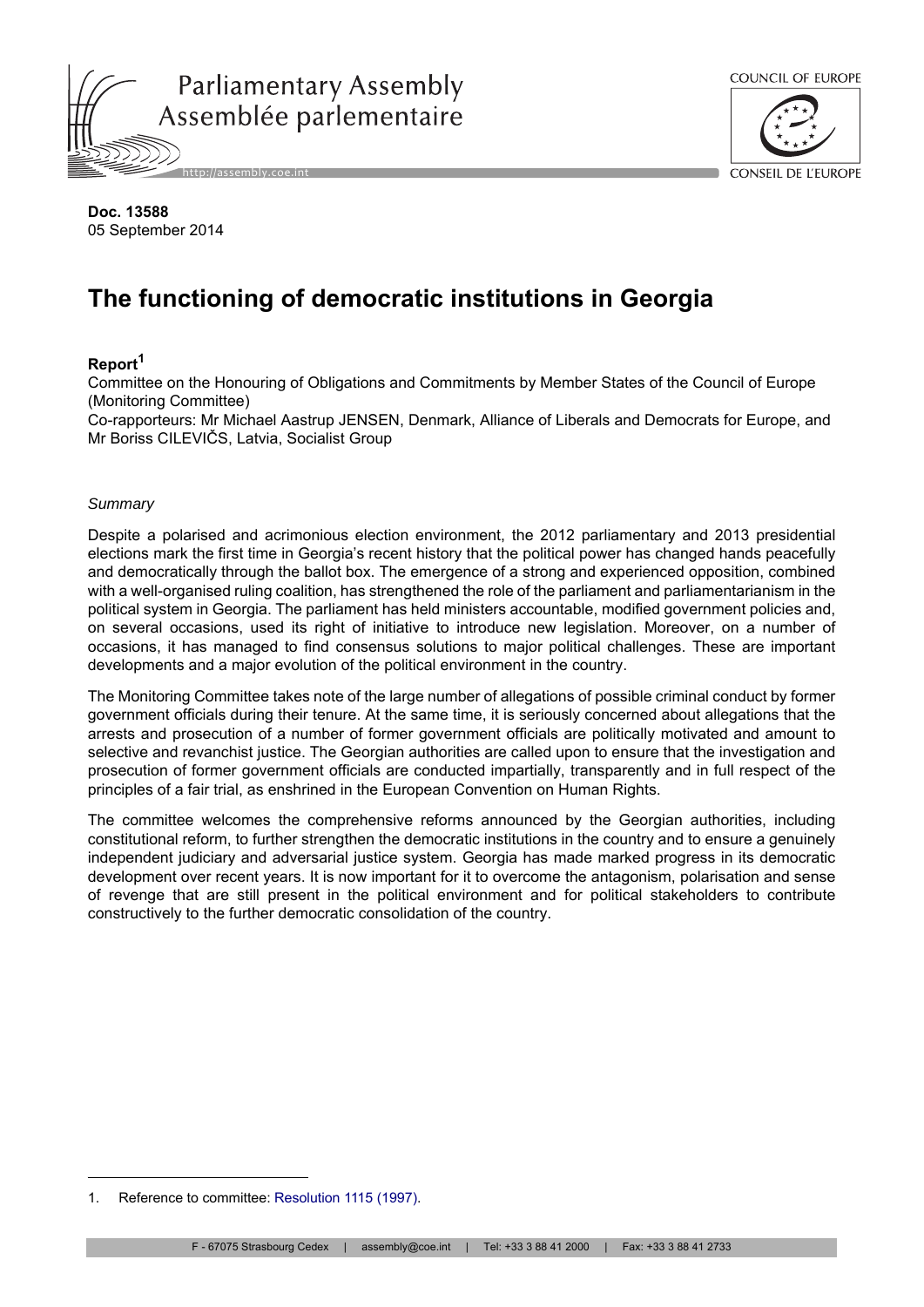Parliamentary Assembly
Assemblée parlementaire

COUNCIL OF EUROPE
CONSEIL DE L'EUROPE

**Doc. 13588**
05 September 2014

# The functioning of democratic institutions in Georgia

**Report**[1]

Committee on the Honouring of Obligations and Commitments by Member States of the Council of Europe (Monitoring Committee)
Co-rapporteurs: Mr Michael Aastrup JENSEN, Denmark, Alliance of Liberals and Democrats for Europe, and Mr Boriss CILEVIČS, Latvia, Socialist Group

*Summary*

Despite a polarised and acrimonious election environment, the 2012 parliamentary and 2013 presidential elections mark the first time in Georgia's recent history that the political power has changed hands peacefully and democratically through the ballot box. The emergence of a strong and experienced opposition, combined with a well-organised ruling coalition, has strengthened the role of the parliament and parliamentarianism in the political system in Georgia. The parliament has held ministers accountable, modified government policies and, on several occasions, used its right of initiative to introduce new legislation. Moreover, on a number of occasions, it has managed to find consensus solutions to major political challenges. These are important developments and a major evolution of the political environment in the country.

The Monitoring Committee takes note of the large number of allegations of possible criminal conduct by former government officials during their tenure. At the same time, it is seriously concerned about allegations that the arrests and prosecution of a number of former government officials are politically motivated and amount to selective and revanchist justice. The Georgian authorities are called upon to ensure that the investigation and prosecution of former government officials are conducted impartially, transparently and in full respect of the principles of a fair trial, as enshrined in the European Convention on Human Rights.

The committee welcomes the comprehensive reforms announced by the Georgian authorities, including constitutional reform, to further strengthen the democratic institutions in the country and to ensure a genuinely independent judiciary and adversarial justice system. Georgia has made marked progress in its democratic development over recent years. It is now important for it to overcome the antagonism, polarisation and sense of revenge that are still present in the political environment and for political stakeholders to contribute constructively to the further democratic consolidation of the country.

1. Reference to committee: Resolution 1115 (1997).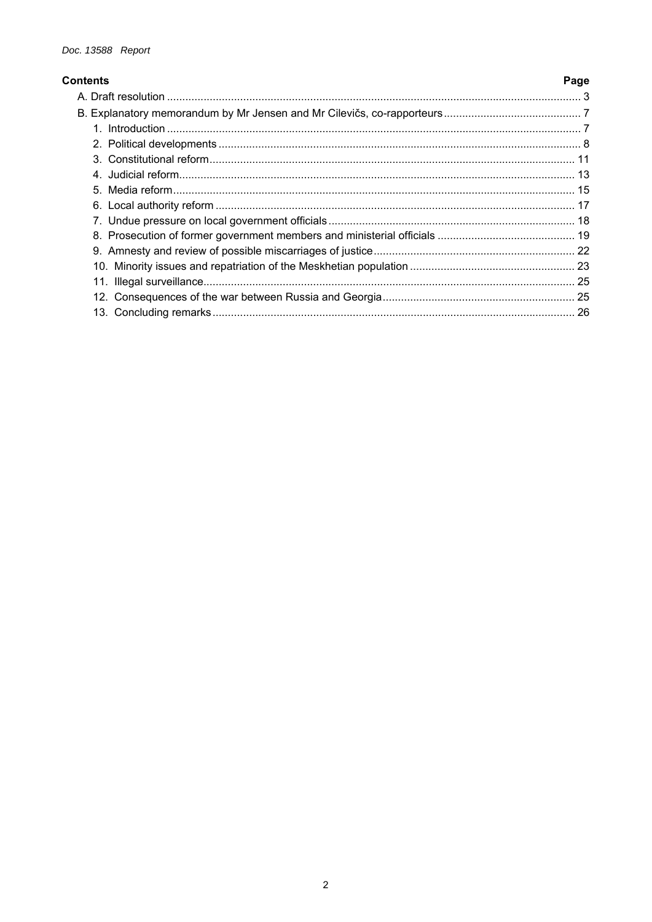**Contents** **Page**

A. Draft resolution ........................................................................................................................................ 3

B. Explanatory memorandum by Mr Jensen and Mr Cilevičs, co-rapporteurs ............................................ 7

1. Introduction ........................................................................................................................................ 7
2. Political developments ....................................................................................................................... 8
3. Constitutional reform ......................................................................................................................... 11
4. Judicial reform ................................................................................................................................... 13
5. Media reform ...................................................................................................................................... 15
6. Local authority reform ....................................................................................................................... 17
7. Undue pressure on local government officials ................................................................................. 18
8. Prosecution of former government members and ministerial officials ............................................. 19
9. Amnesty and review of possible miscarriages of justice ................................................................... 22
10. Minority issues and repatriation of the Meskhetian population ....................................................... 23
11. Illegal surveillance ........................................................................................................................... 25
12. Consequences of the war between Russia and Georgia ................................................................ 25
13. Concluding remarks ........................................................................................................................ 26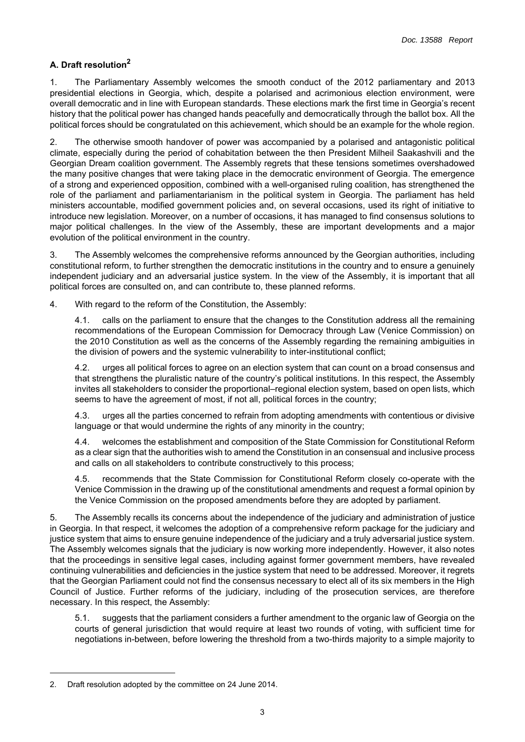### A. Draft resolution[2]

1. The Parliamentary Assembly welcomes the smooth conduct of the 2012 parliamentary and 2013 presidential elections in Georgia, which, despite a polarised and acrimonious election environment, were overall democratic and in line with European standards. These elections mark the first time in Georgia's recent history that the political power has changed hands peacefully and democratically through the ballot box. All the political forces should be congratulated on this achievement, which should be an example for the whole region.

2. The otherwise smooth handover of power was accompanied by a polarised and antagonistic political climate, especially during the period of cohabitation between the then President Milheil Saakashvili and the Georgian Dream coalition government. The Assembly regrets that these tensions sometimes overshadowed the many positive changes that were taking place in the democratic environment of Georgia. The emergence of a strong and experienced opposition, combined with a well-organised ruling coalition, has strengthened the role of the parliament and parliamentarianism in the political system in Georgia. The parliament has held ministers accountable, modified government policies and, on several occasions, used its right of initiative to introduce new legislation. Moreover, on a number of occasions, it has managed to find consensus solutions to major political challenges. In the view of the Assembly, these are important developments and a major evolution of the political environment in the country.

3. The Assembly welcomes the comprehensive reforms announced by the Georgian authorities, including constitutional reform, to further strengthen the democratic institutions in the country and to ensure a genuinely independent judiciary and an adversarial justice system. In the view of the Assembly, it is important that all political forces are consulted on, and can contribute to, these planned reforms.

4. With regard to the reform of the Constitution, the Assembly:

4.1. calls on the parliament to ensure that the changes to the Constitution address all the remaining recommendations of the European Commission for Democracy through Law (Venice Commission) on the 2010 Constitution as well as the concerns of the Assembly regarding the remaining ambiguities in the division of powers and the systemic vulnerability to inter-institutional conflict;

4.2. urges all political forces to agree on an election system that can count on a broad consensus and that strengthens the pluralistic nature of the country's political institutions. In this respect, the Assembly invites all stakeholders to consider the proportional–regional election system, based on open lists, which seems to have the agreement of most, if not all, political forces in the country;

4.3. urges all the parties concerned to refrain from adopting amendments with contentious or divisive language or that would undermine the rights of any minority in the country;

4.4. welcomes the establishment and composition of the State Commission for Constitutional Reform as a clear sign that the authorities wish to amend the Constitution in an consensual and inclusive process and calls on all stakeholders to contribute constructively to this process;

4.5. recommends that the State Commission for Constitutional Reform closely co-operate with the Venice Commission in the drawing up of the constitutional amendments and request a formal opinion by the Venice Commission on the proposed amendments before they are adopted by parliament.

5. The Assembly recalls its concerns about the independence of the judiciary and administration of justice in Georgia. In that respect, it welcomes the adoption of a comprehensive reform package for the judiciary and justice system that aims to ensure genuine independence of the judiciary and a truly adversarial justice system. The Assembly welcomes signals that the judiciary is now working more independently. However, it also notes that the proceedings in sensitive legal cases, including against former government members, have revealed continuing vulnerabilities and deficiencies in the justice system that need to be addressed. Moreover, it regrets that the Georgian Parliament could not find the consensus necessary to elect all of its six members in the High Council of Justice. Further reforms of the judiciary, including of the prosecution services, are therefore necessary. In this respect, the Assembly:

5.1. suggests that the parliament considers a further amendment to the organic law of Georgia on the courts of general jurisdiction that would require at least two rounds of voting, with sufficient time for negotiations in-between, before lowering the threshold from a two-thirds majority to a simple majority to

---

2. Draft resolution adopted by the committee on 24 June 2014.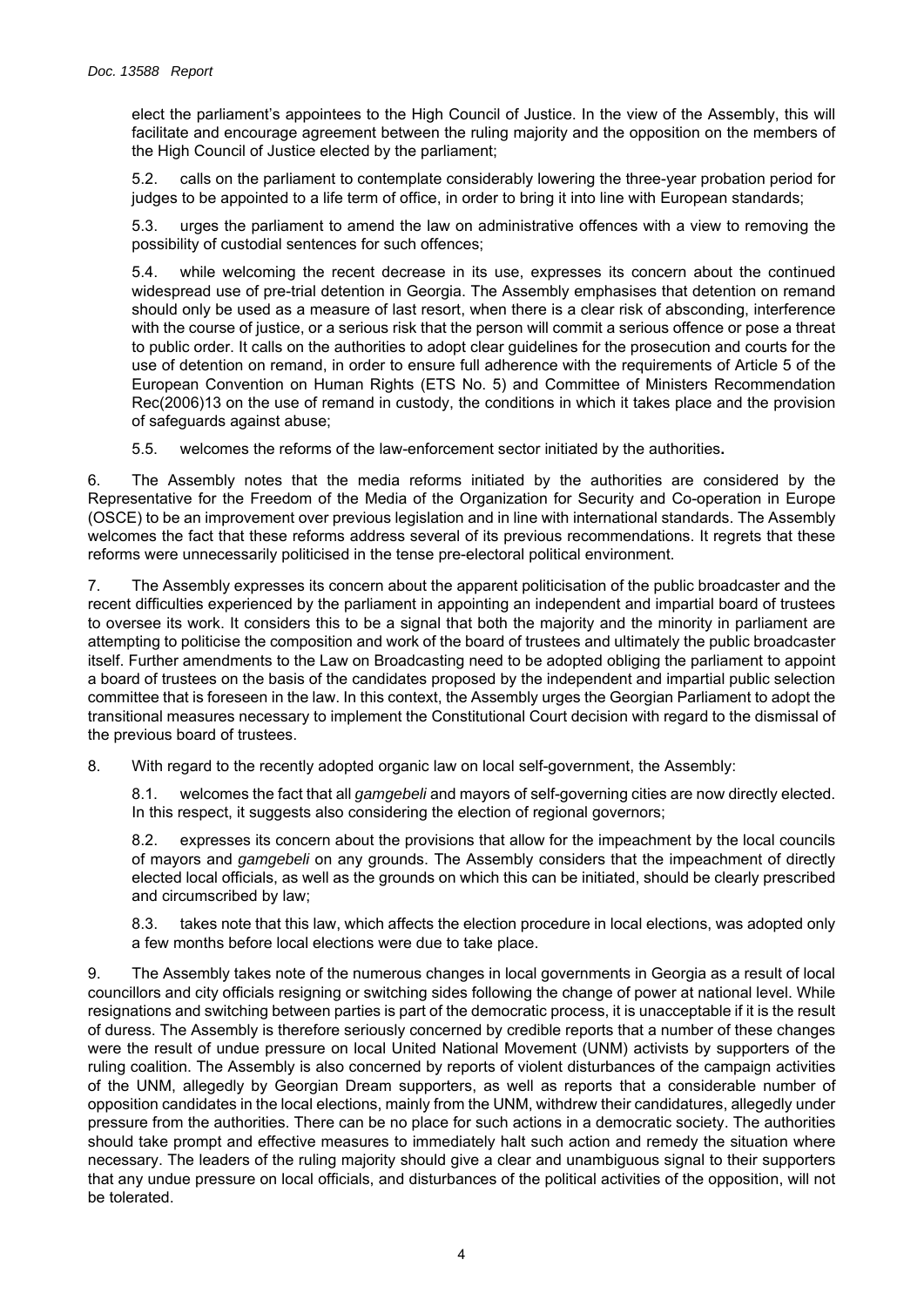elect the parliament's appointees to the High Council of Justice. In the view of the Assembly, this will facilitate and encourage agreement between the ruling majority and the opposition on the members of the High Council of Justice elected by the parliament;

5.2. calls on the parliament to contemplate considerably lowering the three-year probation period for judges to be appointed to a life term of office, in order to bring it into line with European standards;

5.3. urges the parliament to amend the law on administrative offences with a view to removing the possibility of custodial sentences for such offences;

5.4. while welcoming the recent decrease in its use, expresses its concern about the continued widespread use of pre-trial detention in Georgia. The Assembly emphasises that detention on remand should only be used as a measure of last resort, when there is a clear risk of absconding, interference with the course of justice, or a serious risk that the person will commit a serious offence or pose a threat to public order. It calls on the authorities to adopt clear guidelines for the prosecution and courts for the use of detention on remand, in order to ensure full adherence with the requirements of Article 5 of the European Convention on Human Rights (ETS No. 5) and Committee of Ministers Recommendation Rec(2006)13 on the use of remand in custody, the conditions in which it takes place and the provision of safeguards against abuse;

5.5. welcomes the reforms of the law-enforcement sector initiated by the authorities**.**

6. The Assembly notes that the media reforms initiated by the authorities are considered by the Representative for the Freedom of the Media of the Organization for Security and Co-operation in Europe (OSCE) to be an improvement over previous legislation and in line with international standards. The Assembly welcomes the fact that these reforms address several of its previous recommendations. It regrets that these reforms were unnecessarily politicised in the tense pre-electoral political environment.

7. The Assembly expresses its concern about the apparent politicisation of the public broadcaster and the recent difficulties experienced by the parliament in appointing an independent and impartial board of trustees to oversee its work. It considers this to be a signal that both the majority and the minority in parliament are attempting to politicise the composition and work of the board of trustees and ultimately the public broadcaster itself. Further amendments to the Law on Broadcasting need to be adopted obliging the parliament to appoint a board of trustees on the basis of the candidates proposed by the independent and impartial public selection committee that is foreseen in the law. In this context, the Assembly urges the Georgian Parliament to adopt the transitional measures necessary to implement the Constitutional Court decision with regard to the dismissal of the previous board of trustees.

8. With regard to the recently adopted organic law on local self-government, the Assembly:

8.1. welcomes the fact that all *gamgebeli* and mayors of self-governing cities are now directly elected. In this respect, it suggests also considering the election of regional governors;

8.2. expresses its concern about the provisions that allow for the impeachment by the local councils of mayors and *gamgebeli* on any grounds. The Assembly considers that the impeachment of directly elected local officials, as well as the grounds on which this can be initiated, should be clearly prescribed and circumscribed by law;

8.3. takes note that this law, which affects the election procedure in local elections, was adopted only a few months before local elections were due to take place.

9. The Assembly takes note of the numerous changes in local governments in Georgia as a result of local councillors and city officials resigning or switching sides following the change of power at national level. While resignations and switching between parties is part of the democratic process, it is unacceptable if it is the result of duress. The Assembly is therefore seriously concerned by credible reports that a number of these changes were the result of undue pressure on local United National Movement (UNM) activists by supporters of the ruling coalition. The Assembly is also concerned by reports of violent disturbances of the campaign activities of the UNM, allegedly by Georgian Dream supporters, as well as reports that a considerable number of opposition candidates in the local elections, mainly from the UNM, withdrew their candidatures, allegedly under pressure from the authorities. There can be no place for such actions in a democratic society. The authorities should take prompt and effective measures to immediately halt such action and remedy the situation where necessary. The leaders of the ruling majority should give a clear and unambiguous signal to their supporters that any undue pressure on local officials, and disturbances of the political activities of the opposition, will not be tolerated.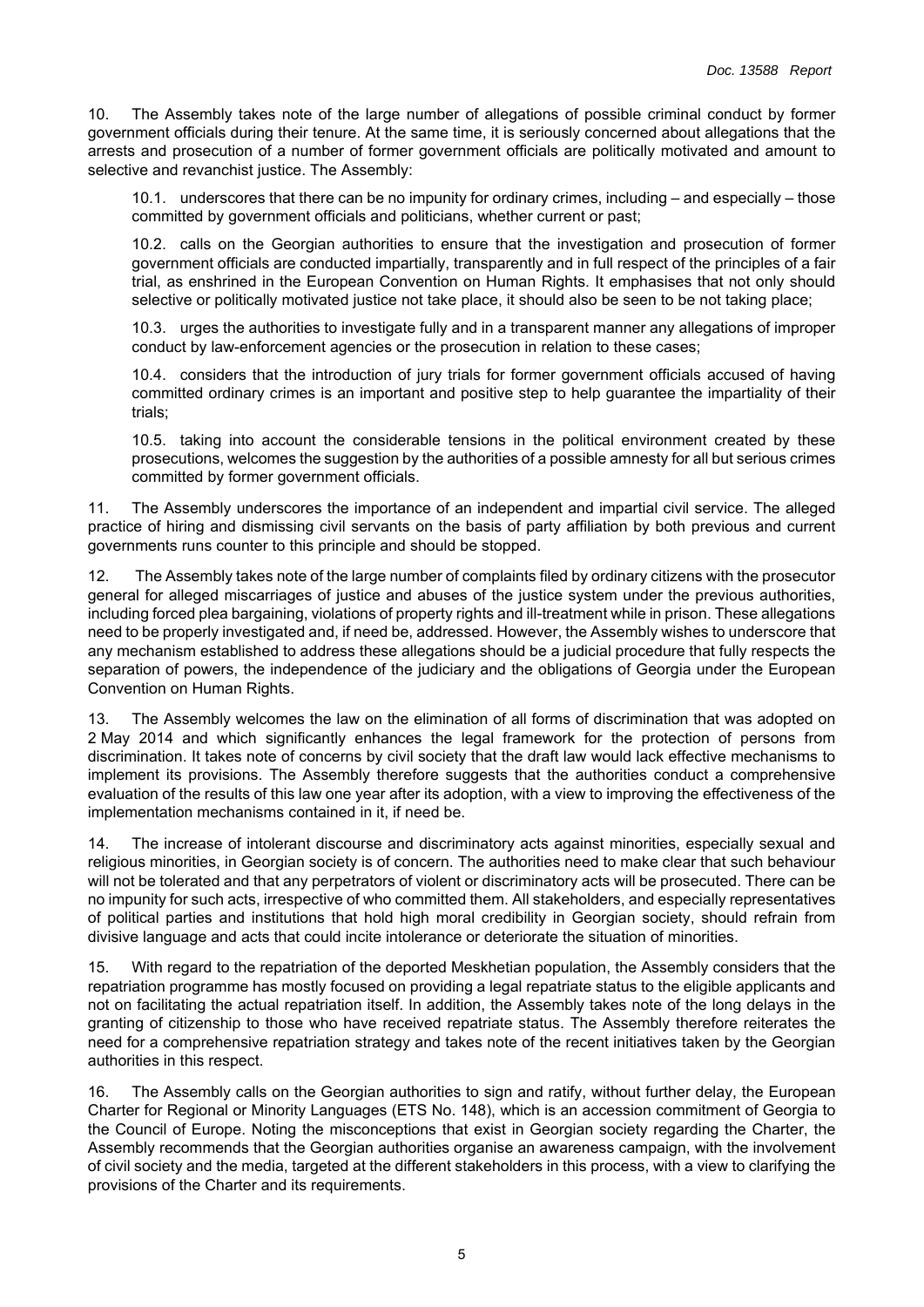10. The Assembly takes note of the large number of allegations of possible criminal conduct by former government officials during their tenure. At the same time, it is seriously concerned about allegations that the arrests and prosecution of a number of former government officials are politically motivated and amount to selective and revanchist justice. The Assembly:

10.1. underscores that there can be no impunity for ordinary crimes, including – and especially – those committed by government officials and politicians, whether current or past;

10.2. calls on the Georgian authorities to ensure that the investigation and prosecution of former government officials are conducted impartially, transparently and in full respect of the principles of a fair trial, as enshrined in the European Convention on Human Rights. It emphasises that not only should selective or politically motivated justice not take place, it should also be seen to be not taking place;

10.3. urges the authorities to investigate fully and in a transparent manner any allegations of improper conduct by law-enforcement agencies or the prosecution in relation to these cases;

10.4. considers that the introduction of jury trials for former government officials accused of having committed ordinary crimes is an important and positive step to help guarantee the impartiality of their trials;

10.5. taking into account the considerable tensions in the political environment created by these prosecutions, welcomes the suggestion by the authorities of a possible amnesty for all but serious crimes committed by former government officials.

11. The Assembly underscores the importance of an independent and impartial civil service. The alleged practice of hiring and dismissing civil servants on the basis of party affiliation by both previous and current governments runs counter to this principle and should be stopped.

12. The Assembly takes note of the large number of complaints filed by ordinary citizens with the prosecutor general for alleged miscarriages of justice and abuses of the justice system under the previous authorities, including forced plea bargaining, violations of property rights and ill-treatment while in prison. These allegations need to be properly investigated and, if need be, addressed. However, the Assembly wishes to underscore that any mechanism established to address these allegations should be a judicial procedure that fully respects the separation of powers, the independence of the judiciary and the obligations of Georgia under the European Convention on Human Rights.

13. The Assembly welcomes the law on the elimination of all forms of discrimination that was adopted on 2 May 2014 and which significantly enhances the legal framework for the protection of persons from discrimination. It takes note of concerns by civil society that the draft law would lack effective mechanisms to implement its provisions. The Assembly therefore suggests that the authorities conduct a comprehensive evaluation of the results of this law one year after its adoption, with a view to improving the effectiveness of the implementation mechanisms contained in it, if need be.

14. The increase of intolerant discourse and discriminatory acts against minorities, especially sexual and religious minorities, in Georgian society is of concern. The authorities need to make clear that such behaviour will not be tolerated and that any perpetrators of violent or discriminatory acts will be prosecuted. There can be no impunity for such acts, irrespective of who committed them. All stakeholders, and especially representatives of political parties and institutions that hold high moral credibility in Georgian society, should refrain from divisive language and acts that could incite intolerance or deteriorate the situation of minorities.

15. With regard to the repatriation of the deported Meskhetian population, the Assembly considers that the repatriation programme has mostly focused on providing a legal repatriate status to the eligible applicants and not on facilitating the actual repatriation itself. In addition, the Assembly takes note of the long delays in the granting of citizenship to those who have received repatriate status. The Assembly therefore reiterates the need for a comprehensive repatriation strategy and takes note of the recent initiatives taken by the Georgian authorities in this respect.

16. The Assembly calls on the Georgian authorities to sign and ratify, without further delay, the European Charter for Regional or Minority Languages (ETS No. 148), which is an accession commitment of Georgia to the Council of Europe. Noting the misconceptions that exist in Georgian society regarding the Charter, the Assembly recommends that the Georgian authorities organise an awareness campaign, with the involvement of civil society and the media, targeted at the different stakeholders in this process, with a view to clarifying the provisions of the Charter and its requirements.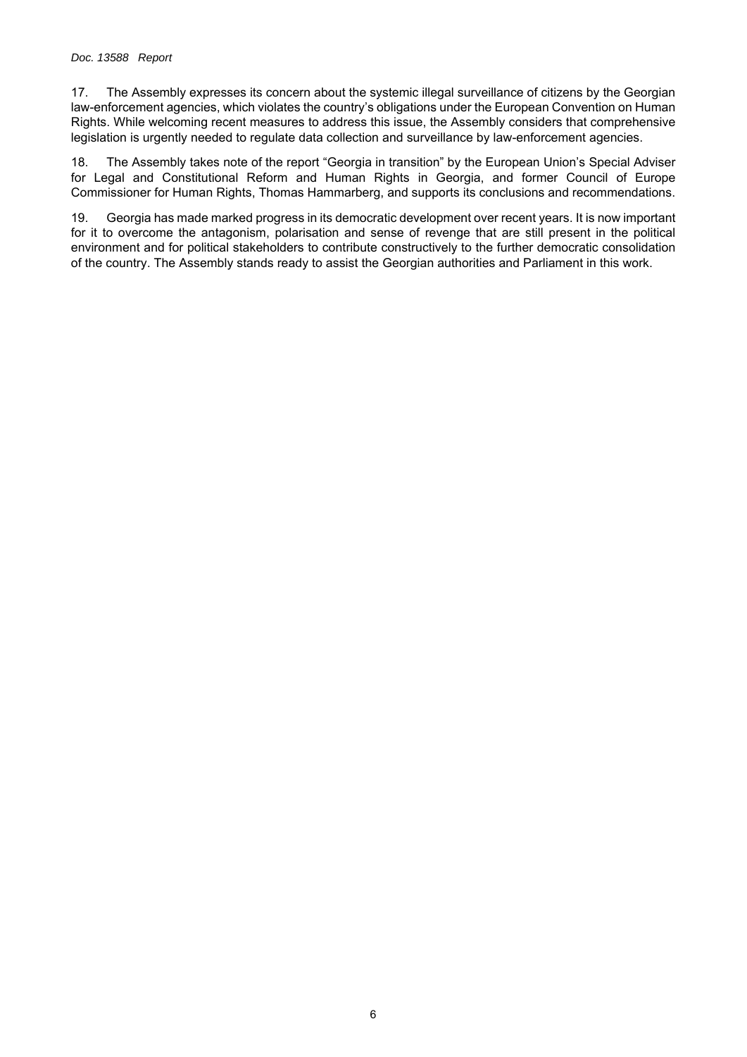17. The Assembly expresses its concern about the systemic illegal surveillance of citizens by the Georgian law-enforcement agencies, which violates the country's obligations under the European Convention on Human Rights. While welcoming recent measures to address this issue, the Assembly considers that comprehensive legislation is urgently needed to regulate data collection and surveillance by law-enforcement agencies.

18. The Assembly takes note of the report "Georgia in transition" by the European Union's Special Adviser for Legal and Constitutional Reform and Human Rights in Georgia, and former Council of Europe Commissioner for Human Rights, Thomas Hammarberg, and supports its conclusions and recommendations.

19. Georgia has made marked progress in its democratic development over recent years. It is now important for it to overcome the antagonism, polarisation and sense of revenge that are still present in the political environment and for political stakeholders to contribute constructively to the further democratic consolidation of the country. The Assembly stands ready to assist the Georgian authorities and Parliament in this work.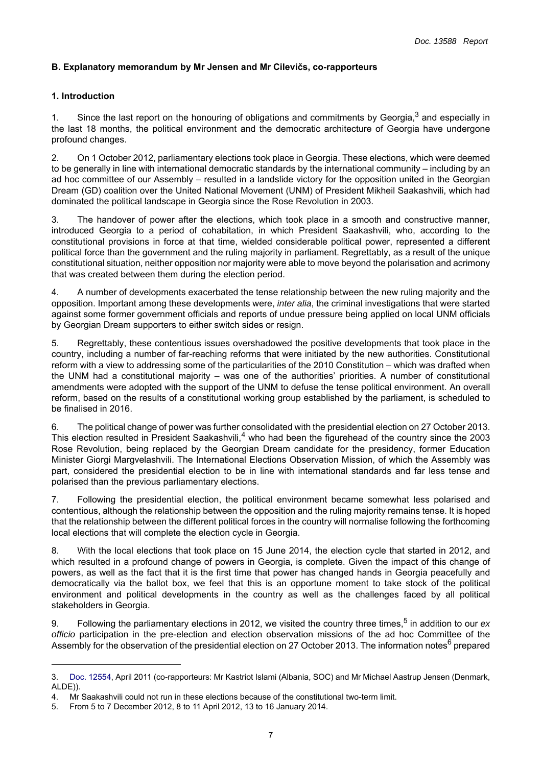## B. Explanatory memorandum by Mr Jensen and Mr Cilevičs, co-rapporteurs

### 1. Introduction

1. Since the last report on the honouring of obligations and commitments by Georgia,[3] and especially in the last 18 months, the political environment and the democratic architecture of Georgia have undergone profound changes.

2. On 1 October 2012, parliamentary elections took place in Georgia. These elections, which were deemed to be generally in line with international democratic standards by the international community – including by an ad hoc committee of our Assembly – resulted in a landslide victory for the opposition united in the Georgian Dream (GD) coalition over the United National Movement (UNM) of President Mikheil Saakashvili, which had dominated the political landscape in Georgia since the Rose Revolution in 2003.

3. The handover of power after the elections, which took place in a smooth and constructive manner, introduced Georgia to a period of cohabitation, in which President Saakashvili, who, according to the constitutional provisions in force at that time, wielded considerable political power, represented a different political force than the government and the ruling majority in parliament. Regrettably, as a result of the unique constitutional situation, neither opposition nor majority were able to move beyond the polarisation and acrimony that was created between them during the election period.

4. A number of developments exacerbated the tense relationship between the new ruling majority and the opposition. Important among these developments were, *inter alia*, the criminal investigations that were started against some former government officials and reports of undue pressure being applied on local UNM officials by Georgian Dream supporters to either switch sides or resign.

5. Regrettably, these contentious issues overshadowed the positive developments that took place in the country, including a number of far-reaching reforms that were initiated by the new authorities. Constitutional reform with a view to addressing some of the particularities of the 2010 Constitution – which was drafted when the UNM had a constitutional majority – was one of the authorities' priorities. A number of constitutional amendments were adopted with the support of the UNM to defuse the tense political environment. An overall reform, based on the results of a constitutional working group established by the parliament, is scheduled to be finalised in 2016.

6. The political change of power was further consolidated with the presidential election on 27 October 2013. This election resulted in President Saakashvili,[4] who had been the figurehead of the country since the 2003 Rose Revolution, being replaced by the Georgian Dream candidate for the presidency, former Education Minister Giorgi Margvelashvili. The International Elections Observation Mission, of which the Assembly was part, considered the presidential election to be in line with international standards and far less tense and polarised than the previous parliamentary elections.

7. Following the presidential election, the political environment became somewhat less polarised and contentious, although the relationship between the opposition and the ruling majority remains tense. It is hoped that the relationship between the different political forces in the country will normalise following the forthcoming local elections that will complete the election cycle in Georgia.

8. With the local elections that took place on 15 June 2014, the election cycle that started in 2012, and which resulted in a profound change of powers in Georgia, is complete. Given the impact of this change of powers, as well as the fact that it is the first time that power has changed hands in Georgia peacefully and democratically via the ballot box, we feel that this is an opportune moment to take stock of the political environment and political developments in the country as well as the challenges faced by all political stakeholders in Georgia.

9. Following the parliamentary elections in 2012, we visited the country three times,[5] in addition to our *ex officio* participation in the pre-election and election observation missions of the ad hoc Committee of the Assembly for the observation of the presidential election on 27 October 2013. The information notes[6] prepared

---

3. Doc. 12554, April 2011 (co-rapporteurs: Mr Kastriot Islami (Albania, SOC) and Mr Michael Aastrup Jensen (Denmark, ALDE)).

4. Mr Saakashvili could not run in these elections because of the constitutional two-term limit.

5. From 5 to 7 December 2012, 8 to 11 April 2012, 13 to 16 January 2014.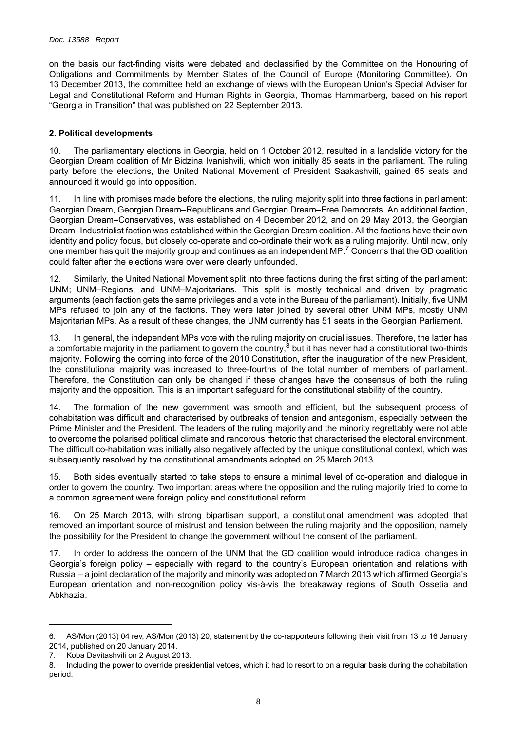on the basis our fact-finding visits were debated and declassified by the Committee on the Honouring of Obligations and Commitments by Member States of the Council of Europe (Monitoring Committee). On 13 December 2013, the committee held an exchange of views with the European Union's Special Adviser for Legal and Constitutional Reform and Human Rights in Georgia, Thomas Hammarberg, based on his report "Georgia in Transition" that was published on 22 September 2013.

## 2. Political developments

10. The parliamentary elections in Georgia, held on 1 October 2012, resulted in a landslide victory for the Georgian Dream coalition of Mr Bidzina Ivanishvili, which won initially 85 seats in the parliament. The ruling party before the elections, the United National Movement of President Saakashvili, gained 65 seats and announced it would go into opposition.

11. In line with promises made before the elections, the ruling majority split into three factions in parliament: Georgian Dream, Georgian Dream–Republicans and Georgian Dream–Free Democrats. An additional faction, Georgian Dream–Conservatives, was established on 4 December 2012, and on 29 May 2013, the Georgian Dream–Industrialist faction was established within the Georgian Dream coalition. All the factions have their own identity and policy focus, but closely co-operate and co-ordinate their work as a ruling majority. Until now, only one member has quit the majority group and continues as an independent MP.[7] Concerns that the GD coalition could falter after the elections were over were clearly unfounded.

12. Similarly, the United National Movement split into three factions during the first sitting of the parliament: UNM; UNM–Regions; and UNM–Majoritarians. This split is mostly technical and driven by pragmatic arguments (each faction gets the same privileges and a vote in the Bureau of the parliament). Initially, five UNM MPs refused to join any of the factions. They were later joined by several other UNM MPs, mostly UNM Majoritarian MPs. As a result of these changes, the UNM currently has 51 seats in the Georgian Parliament.

13. In general, the independent MPs vote with the ruling majority on crucial issues. Therefore, the latter has a comfortable majority in the parliament to govern the country,[8] but it has never had a constitutional two-thirds majority. Following the coming into force of the 2010 Constitution, after the inauguration of the new President, the constitutional majority was increased to three-fourths of the total number of members of parliament. Therefore, the Constitution can only be changed if these changes have the consensus of both the ruling majority and the opposition. This is an important safeguard for the constitutional stability of the country.

14. The formation of the new government was smooth and efficient, but the subsequent process of cohabitation was difficult and characterised by outbreaks of tension and antagonism, especially between the Prime Minister and the President. The leaders of the ruling majority and the minority regrettably were not able to overcome the polarised political climate and rancorous rhetoric that characterised the electoral environment. The difficult co-habitation was initially also negatively affected by the unique constitutional context, which was subsequently resolved by the constitutional amendments adopted on 25 March 2013.

15. Both sides eventually started to take steps to ensure a minimal level of co-operation and dialogue in order to govern the country. Two important areas where the opposition and the ruling majority tried to come to a common agreement were foreign policy and constitutional reform.

16. On 25 March 2013, with strong bipartisan support, a constitutional amendment was adopted that removed an important source of mistrust and tension between the ruling majority and the opposition, namely the possibility for the President to change the government without the consent of the parliament.

17. In order to address the concern of the UNM that the GD coalition would introduce radical changes in Georgia's foreign policy – especially with regard to the country's European orientation and relations with Russia – a joint declaration of the majority and minority was adopted on 7 March 2013 which affirmed Georgia's European orientation and non-recognition policy vis-à-vis the breakaway regions of South Ossetia and Abkhazia.

---

6. AS/Mon (2013) 04 rev, AS/Mon (2013) 20, statement by the co-rapporteurs following their visit from 13 to 16 January 2014, published on 20 January 2014.
7. Koba Davitashvili on 2 August 2013.
8. Including the power to override presidential vetoes, which it had to resort to on a regular basis during the cohabitation period.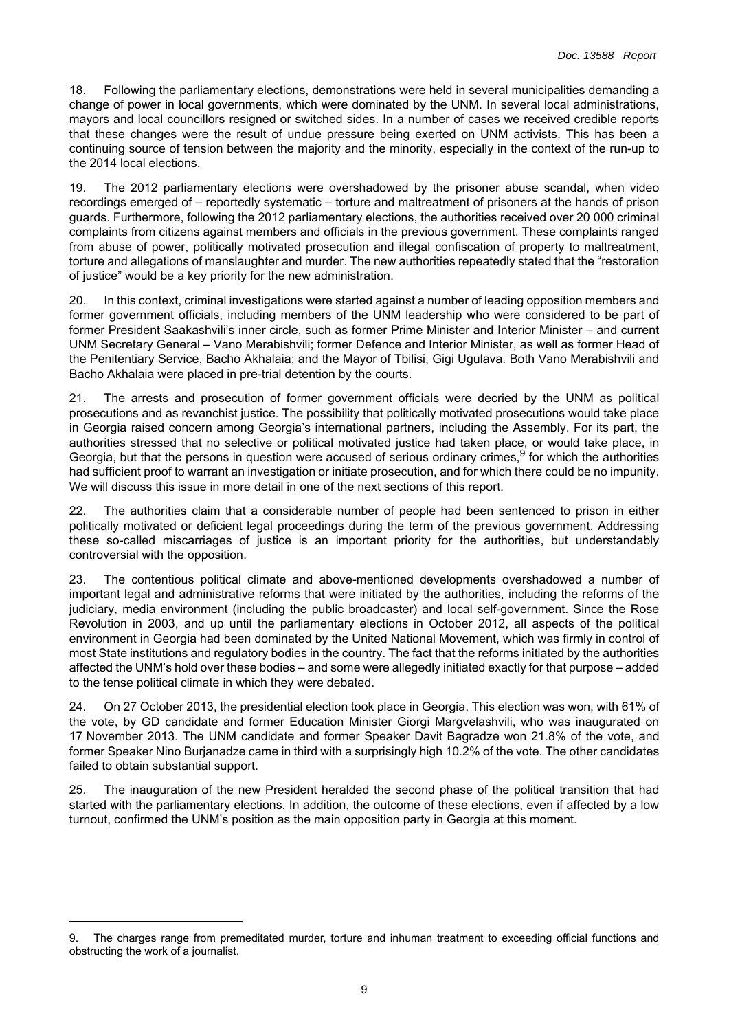18. Following the parliamentary elections, demonstrations were held in several municipalities demanding a change of power in local governments, which were dominated by the UNM. In several local administrations, mayors and local councillors resigned or switched sides. In a number of cases we received credible reports that these changes were the result of undue pressure being exerted on UNM activists. This has been a continuing source of tension between the majority and the minority, especially in the context of the run-up to the 2014 local elections.

19. The 2012 parliamentary elections were overshadowed by the prisoner abuse scandal, when video recordings emerged of – reportedly systematic – torture and maltreatment of prisoners at the hands of prison guards. Furthermore, following the 2012 parliamentary elections, the authorities received over 20 000 criminal complaints from citizens against members and officials in the previous government. These complaints ranged from abuse of power, politically motivated prosecution and illegal confiscation of property to maltreatment, torture and allegations of manslaughter and murder. The new authorities repeatedly stated that the "restoration of justice" would be a key priority for the new administration.

20. In this context, criminal investigations were started against a number of leading opposition members and former government officials, including members of the UNM leadership who were considered to be part of former President Saakashvili's inner circle, such as former Prime Minister and Interior Minister – and current UNM Secretary General – Vano Merabishvili; former Defence and Interior Minister, as well as former Head of the Penitentiary Service, Bacho Akhalaia; and the Mayor of Tbilisi, Gigi Ugulava. Both Vano Merabishvili and Bacho Akhalaia were placed in pre-trial detention by the courts.

21. The arrests and prosecution of former government officials were decried by the UNM as political prosecutions and as revanchist justice. The possibility that politically motivated prosecutions would take place in Georgia raised concern among Georgia's international partners, including the Assembly. For its part, the authorities stressed that no selective or political motivated justice had taken place, or would take place, in Georgia, but that the persons in question were accused of serious ordinary crimes,[9] for which the authorities had sufficient proof to warrant an investigation or initiate prosecution, and for which there could be no impunity. We will discuss this issue in more detail in one of the next sections of this report.

22. The authorities claim that a considerable number of people had been sentenced to prison in either politically motivated or deficient legal proceedings during the term of the previous government. Addressing these so-called miscarriages of justice is an important priority for the authorities, but understandably controversial with the opposition.

23. The contentious political climate and above-mentioned developments overshadowed a number of important legal and administrative reforms that were initiated by the authorities, including the reforms of the judiciary, media environment (including the public broadcaster) and local self-government. Since the Rose Revolution in 2003, and up until the parliamentary elections in October 2012, all aspects of the political environment in Georgia had been dominated by the United National Movement, which was firmly in control of most State institutions and regulatory bodies in the country. The fact that the reforms initiated by the authorities affected the UNM's hold over these bodies – and some were allegedly initiated exactly for that purpose – added to the tense political climate in which they were debated.

24. On 27 October 2013, the presidential election took place in Georgia. This election was won, with 61% of the vote, by GD candidate and former Education Minister Giorgi Margvelashvili, who was inaugurated on 17 November 2013. The UNM candidate and former Speaker Davit Bagradze won 21.8% of the vote, and former Speaker Nino Burjanadze came in third with a surprisingly high 10.2% of the vote. The other candidates failed to obtain substantial support.

25. The inauguration of the new President heralded the second phase of the political transition that had started with the parliamentary elections. In addition, the outcome of these elections, even if affected by a low turnout, confirmed the UNM's position as the main opposition party in Georgia at this moment.

---

9. The charges range from premeditated murder, torture and inhuman treatment to exceeding official functions and obstructing the work of a journalist.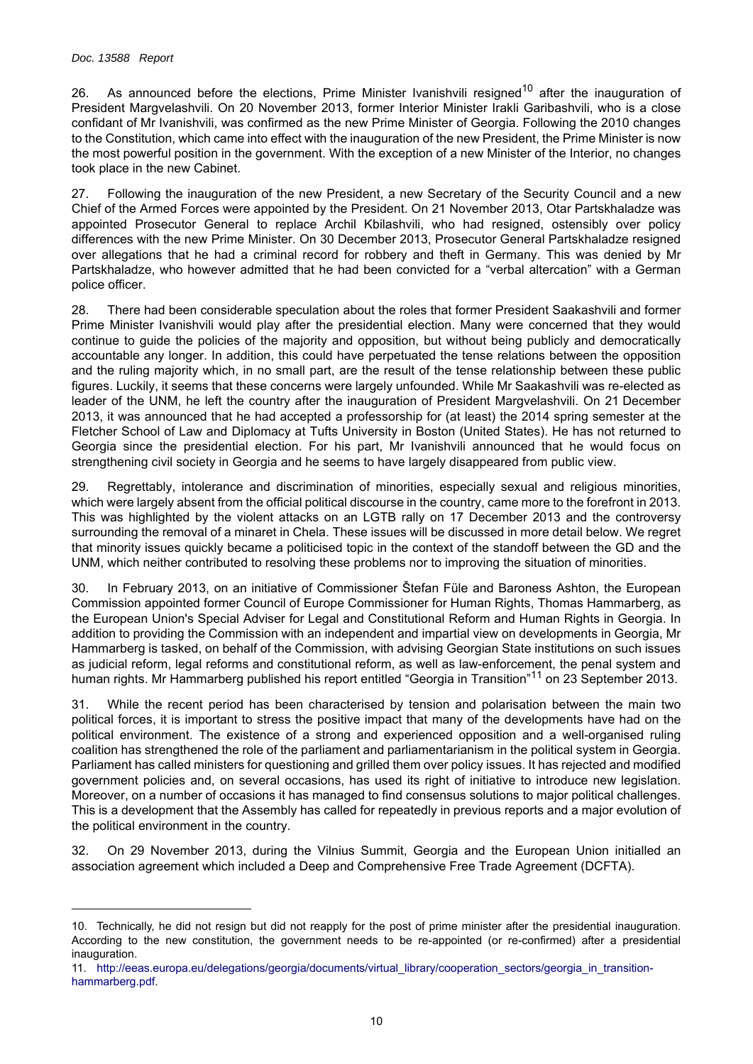26. As announced before the elections, Prime Minister Ivanishvili resigned[10] after the inauguration of President Margvelashvili. On 20 November 2013, former Interior Minister Irakli Garibashvili, who is a close confidant of Mr Ivanishvili, was confirmed as the new Prime Minister of Georgia. Following the 2010 changes to the Constitution, which came into effect with the inauguration of the new President, the Prime Minister is now the most powerful position in the government. With the exception of a new Minister of the Interior, no changes took place in the new Cabinet.

27. Following the inauguration of the new President, a new Secretary of the Security Council and a new Chief of the Armed Forces were appointed by the President. On 21 November 2013, Otar Partskhaladze was appointed Prosecutor General to replace Archil Kbilashvili, who had resigned, ostensibly over policy differences with the new Prime Minister. On 30 December 2013, Prosecutor General Partskhaladze resigned over allegations that he had a criminal record for robbery and theft in Germany. This was denied by Mr Partskhaladze, who however admitted that he had been convicted for a "verbal altercation" with a German police officer.

28. There had been considerable speculation about the roles that former President Saakashvili and former Prime Minister Ivanishvili would play after the presidential election. Many were concerned that they would continue to guide the policies of the majority and opposition, but without being publicly and democratically accountable any longer. In addition, this could have perpetuated the tense relations between the opposition and the ruling majority which, in no small part, are the result of the tense relationship between these public figures. Luckily, it seems that these concerns were largely unfounded. While Mr Saakashvili was re-elected as leader of the UNM, he left the country after the inauguration of President Margvelashvili. On 21 December 2013, it was announced that he had accepted a professorship for (at least) the 2014 spring semester at the Fletcher School of Law and Diplomacy at Tufts University in Boston (United States). He has not returned to Georgia since the presidential election. For his part, Mr Ivanishvili announced that he would focus on strengthening civil society in Georgia and he seems to have largely disappeared from public view.

29. Regrettably, intolerance and discrimination of minorities, especially sexual and religious minorities, which were largely absent from the official political discourse in the country, came more to the forefront in 2013. This was highlighted by the violent attacks on an LGTB rally on 17 December 2013 and the controversy surrounding the removal of a minaret in Chela. These issues will be discussed in more detail below. We regret that minority issues quickly became a politicised topic in the context of the standoff between the GD and the UNM, which neither contributed to resolving these problems nor to improving the situation of minorities.

30. In February 2013, on an initiative of Commissioner Štefan Füle and Baroness Ashton, the European Commission appointed former Council of Europe Commissioner for Human Rights, Thomas Hammarberg, as the European Union's Special Adviser for Legal and Constitutional Reform and Human Rights in Georgia. In addition to providing the Commission with an independent and impartial view on developments in Georgia, Mr Hammarberg is tasked, on behalf of the Commission, with advising Georgian State institutions on such issues as judicial reform, legal reforms and constitutional reform, as well as law-enforcement, the penal system and human rights. Mr Hammarberg published his report entitled "Georgia in Transition"[11] on 23 September 2013.

31. While the recent period has been characterised by tension and polarisation between the main two political forces, it is important to stress the positive impact that many of the developments have had on the political environment. The existence of a strong and experienced opposition and a well-organised ruling coalition has strengthened the role of the parliament and parliamentarianism in the political system in Georgia. Parliament has called ministers for questioning and grilled them over policy issues. It has rejected and modified government policies and, on several occasions, has used its right of initiative to introduce new legislation. Moreover, on a number of occasions it has managed to find consensus solutions to major political challenges. This is a development that the Assembly has called for repeatedly in previous reports and a major evolution of the political environment in the country.

32. On 29 November 2013, during the Vilnius Summit, Georgia and the European Union initialled an association agreement which included a Deep and Comprehensive Free Trade Agreement (DCFTA).

---

10. Technically, he did not resign but did not reapply for the post of prime minister after the presidential inauguration. According to the new constitution, the government needs to be re-appointed (or re-confirmed) after a presidential inauguration.

11. http://eeas.europa.eu/delegations/georgia/documents/virtual_library/cooperation_sectors/georgia_in_transition-hammarberg.pdf.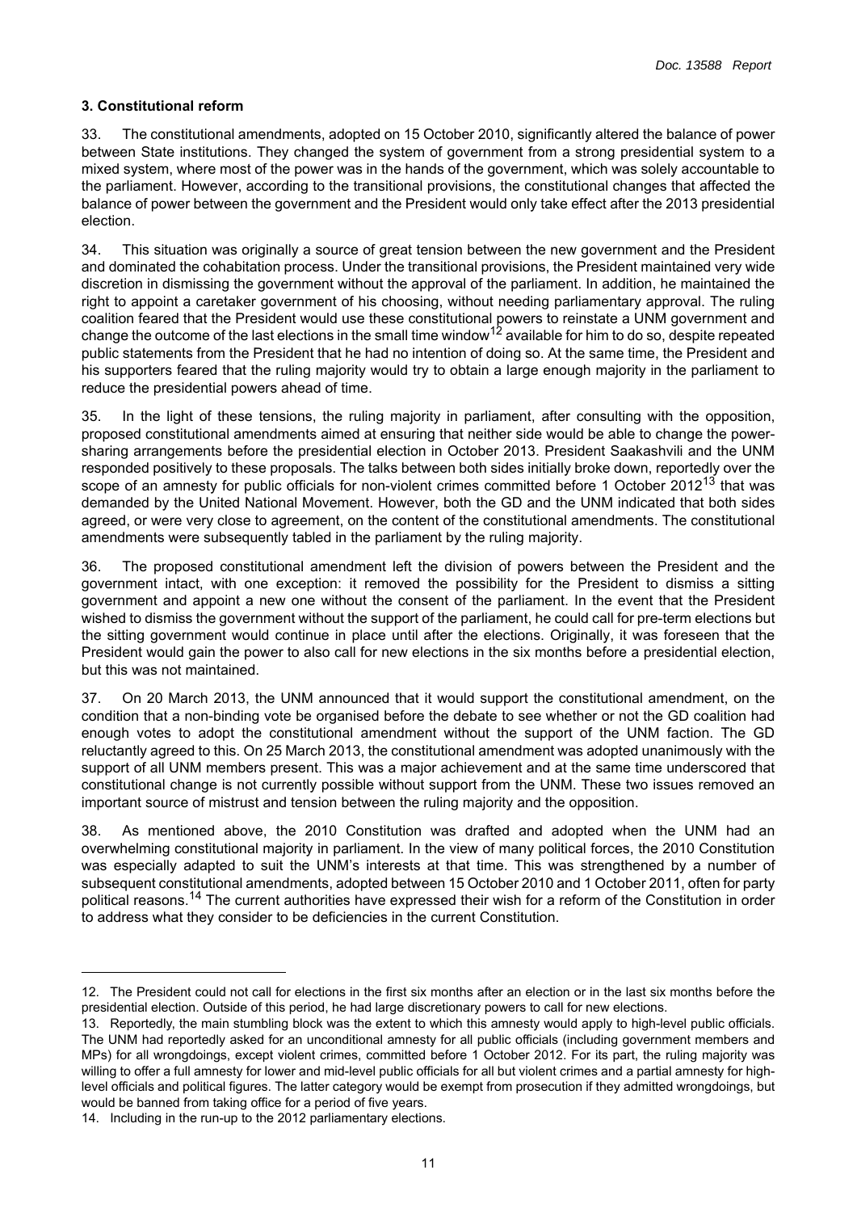### 3. Constitutional reform

33. The constitutional amendments, adopted on 15 October 2010, significantly altered the balance of power between State institutions. They changed the system of government from a strong presidential system to a mixed system, where most of the power was in the hands of the government, which was solely accountable to the parliament. However, according to the transitional provisions, the constitutional changes that affected the balance of power between the government and the President would only take effect after the 2013 presidential election.

34. This situation was originally a source of great tension between the new government and the President and dominated the cohabitation process. Under the transitional provisions, the President maintained very wide discretion in dismissing the government without the approval of the parliament. In addition, he maintained the right to appoint a caretaker government of his choosing, without needing parliamentary approval. The ruling coalition feared that the President would use these constitutional powers to reinstate a UNM government and change the outcome of the last elections in the small time window[12] available for him to do so, despite repeated public statements from the President that he had no intention of doing so. At the same time, the President and his supporters feared that the ruling majority would try to obtain a large enough majority in the parliament to reduce the presidential powers ahead of time.

35. In the light of these tensions, the ruling majority in parliament, after consulting with the opposition, proposed constitutional amendments aimed at ensuring that neither side would be able to change the power-sharing arrangements before the presidential election in October 2013. President Saakashvili and the UNM responded positively to these proposals. The talks between both sides initially broke down, reportedly over the scope of an amnesty for public officials for non-violent crimes committed before 1 October 2012[13] that was demanded by the United National Movement. However, both the GD and the UNM indicated that both sides agreed, or were very close to agreement, on the content of the constitutional amendments. The constitutional amendments were subsequently tabled in the parliament by the ruling majority.

36. The proposed constitutional amendment left the division of powers between the President and the government intact, with one exception: it removed the possibility for the President to dismiss a sitting government and appoint a new one without the consent of the parliament. In the event that the President wished to dismiss the government without the support of the parliament, he could call for pre-term elections but the sitting government would continue in place until after the elections. Originally, it was foreseen that the President would gain the power to also call for new elections in the six months before a presidential election, but this was not maintained.

37. On 20 March 2013, the UNM announced that it would support the constitutional amendment, on the condition that a non-binding vote be organised before the debate to see whether or not the GD coalition had enough votes to adopt the constitutional amendment without the support of the UNM faction. The GD reluctantly agreed to this. On 25 March 2013, the constitutional amendment was adopted unanimously with the support of all UNM members present. This was a major achievement and at the same time underscored that constitutional change is not currently possible without support from the UNM. These two issues removed an important source of mistrust and tension between the ruling majority and the opposition.

38. As mentioned above, the 2010 Constitution was drafted and adopted when the UNM had an overwhelming constitutional majority in parliament. In the view of many political forces, the 2010 Constitution was especially adapted to suit the UNM's interests at that time. This was strengthened by a number of subsequent constitutional amendments, adopted between 15 October 2010 and 1 October 2011, often for party political reasons.[14] The current authorities have expressed their wish for a reform of the Constitution in order to address what they consider to be deficiencies in the current Constitution.

---

12. The President could not call for elections in the first six months after an election or in the last six months before the presidential election. Outside of this period, he had large discretionary powers to call for new elections.

13. Reportedly, the main stumbling block was the extent to which this amnesty would apply to high-level public officials. The UNM had reportedly asked for an unconditional amnesty for all public officials (including government members and MPs) for all wrongdoings, except violent crimes, committed before 1 October 2012. For its part, the ruling majority was willing to offer a full amnesty for lower and mid-level public officials for all but violent crimes and a partial amnesty for high-level officials and political figures. The latter category would be exempt from prosecution if they admitted wrongdoings, but would be banned from taking office for a period of five years.

14. Including in the run-up to the 2012 parliamentary elections.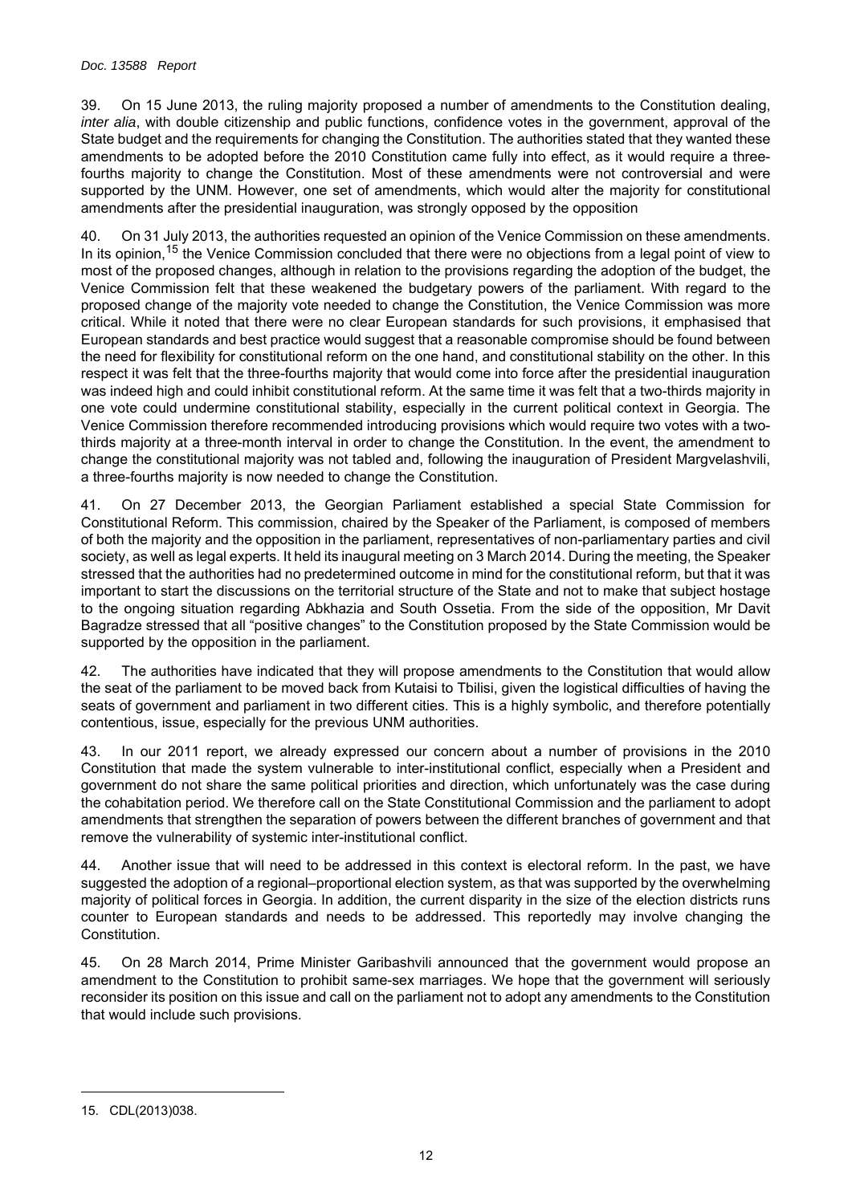39. On 15 June 2013, the ruling majority proposed a number of amendments to the Constitution dealing, *inter alia*, with double citizenship and public functions, confidence votes in the government, approval of the State budget and the requirements for changing the Constitution. The authorities stated that they wanted these amendments to be adopted before the 2010 Constitution came fully into effect, as it would require a three-fourths majority to change the Constitution. Most of these amendments were not controversial and were supported by the UNM. However, one set of amendments, which would alter the majority for constitutional amendments after the presidential inauguration, was strongly opposed by the opposition

40. On 31 July 2013, the authorities requested an opinion of the Venice Commission on these amendments. In its opinion,[15] the Venice Commission concluded that there were no objections from a legal point of view to most of the proposed changes, although in relation to the provisions regarding the adoption of the budget, the Venice Commission felt that these weakened the budgetary powers of the parliament. With regard to the proposed change of the majority vote needed to change the Constitution, the Venice Commission was more critical. While it noted that there were no clear European standards for such provisions, it emphasised that European standards and best practice would suggest that a reasonable compromise should be found between the need for flexibility for constitutional reform on the one hand, and constitutional stability on the other. In this respect it was felt that the three-fourths majority that would come into force after the presidential inauguration was indeed high and could inhibit constitutional reform. At the same time it was felt that a two-thirds majority in one vote could undermine constitutional stability, especially in the current political context in Georgia. The Venice Commission therefore recommended introducing provisions which would require two votes with a two-thirds majority at a three-month interval in order to change the Constitution. In the event, the amendment to change the constitutional majority was not tabled and, following the inauguration of President Margvelashvili, a three-fourths majority is now needed to change the Constitution.

41. On 27 December 2013, the Georgian Parliament established a special State Commission for Constitutional Reform. This commission, chaired by the Speaker of the Parliament, is composed of members of both the majority and the opposition in the parliament, representatives of non-parliamentary parties and civil society, as well as legal experts. It held its inaugural meeting on 3 March 2014. During the meeting, the Speaker stressed that the authorities had no predetermined outcome in mind for the constitutional reform, but that it was important to start the discussions on the territorial structure of the State and not to make that subject hostage to the ongoing situation regarding Abkhazia and South Ossetia. From the side of the opposition, Mr Davit Bagradze stressed that all "positive changes" to the Constitution proposed by the State Commission would be supported by the opposition in the parliament.

42. The authorities have indicated that they will propose amendments to the Constitution that would allow the seat of the parliament to be moved back from Kutaisi to Tbilisi, given the logistical difficulties of having the seats of government and parliament in two different cities. This is a highly symbolic, and therefore potentially contentious, issue, especially for the previous UNM authorities.

43. In our 2011 report, we already expressed our concern about a number of provisions in the 2010 Constitution that made the system vulnerable to inter-institutional conflict, especially when a President and government do not share the same political priorities and direction, which unfortunately was the case during the cohabitation period. We therefore call on the State Constitutional Commission and the parliament to adopt amendments that strengthen the separation of powers between the different branches of government and that remove the vulnerability of systemic inter-institutional conflict.

44. Another issue that will need to be addressed in this context is electoral reform. In the past, we have suggested the adoption of a regional–proportional election system, as that was supported by the overwhelming majority of political forces in Georgia. In addition, the current disparity in the size of the election districts runs counter to European standards and needs to be addressed. This reportedly may involve changing the Constitution.

45. On 28 March 2014, Prime Minister Garibashvili announced that the government would propose an amendment to the Constitution to prohibit same-sex marriages. We hope that the government will seriously reconsider its position on this issue and call on the parliament not to adopt any amendments to the Constitution that would include such provisions.

---

15. CDL(2013)038.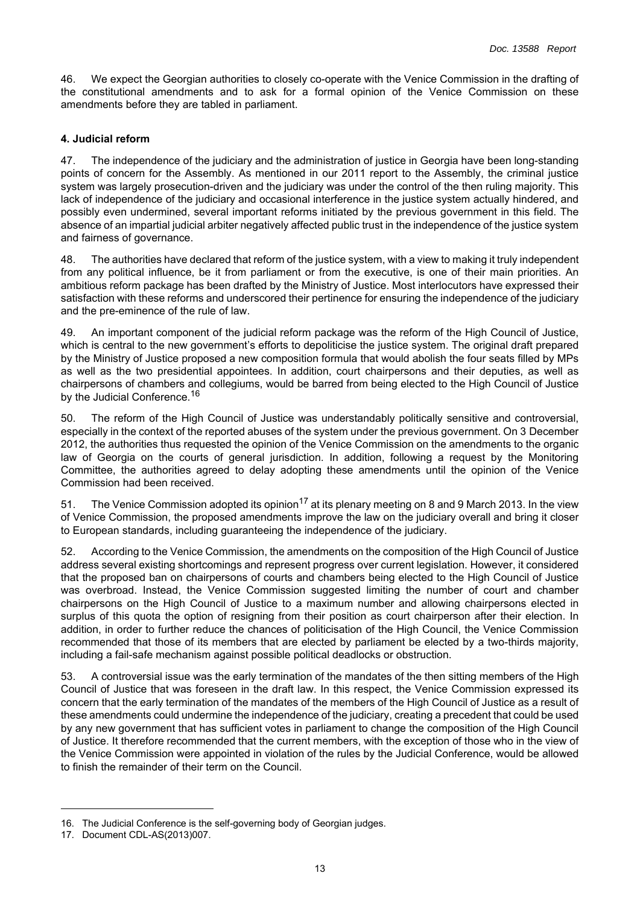46. We expect the Georgian authorities to closely co-operate with the Venice Commission in the drafting of the constitutional amendments and to ask for a formal opinion of the Venice Commission on these amendments before they are tabled in parliament.

### 4. Judicial reform

47. The independence of the judiciary and the administration of justice in Georgia have been long-standing points of concern for the Assembly. As mentioned in our 2011 report to the Assembly, the criminal justice system was largely prosecution-driven and the judiciary was under the control of the then ruling majority. This lack of independence of the judiciary and occasional interference in the justice system actually hindered, and possibly even undermined, several important reforms initiated by the previous government in this field. The absence of an impartial judicial arbiter negatively affected public trust in the independence of the justice system and fairness of governance.

48. The authorities have declared that reform of the justice system, with a view to making it truly independent from any political influence, be it from parliament or from the executive, is one of their main priorities. An ambitious reform package has been drafted by the Ministry of Justice. Most interlocutors have expressed their satisfaction with these reforms and underscored their pertinence for ensuring the independence of the judiciary and the pre-eminence of the rule of law.

49. An important component of the judicial reform package was the reform of the High Council of Justice, which is central to the new government's efforts to depoliticise the justice system. The original draft prepared by the Ministry of Justice proposed a new composition formula that would abolish the four seats filled by MPs as well as the two presidential appointees. In addition, court chairpersons and their deputies, as well as chairpersons of chambers and collegiums, would be barred from being elected to the High Council of Justice by the Judicial Conference.[16]

50. The reform of the High Council of Justice was understandably politically sensitive and controversial, especially in the context of the reported abuses of the system under the previous government. On 3 December 2012, the authorities thus requested the opinion of the Venice Commission on the amendments to the organic law of Georgia on the courts of general jurisdiction. In addition, following a request by the Monitoring Committee, the authorities agreed to delay adopting these amendments until the opinion of the Venice Commission had been received.

51. The Venice Commission adopted its opinion[17] at its plenary meeting on 8 and 9 March 2013. In the view of Venice Commission, the proposed amendments improve the law on the judiciary overall and bring it closer to European standards, including guaranteeing the independence of the judiciary.

52. According to the Venice Commission, the amendments on the composition of the High Council of Justice address several existing shortcomings and represent progress over current legislation. However, it considered that the proposed ban on chairpersons of courts and chambers being elected to the High Council of Justice was overbroad. Instead, the Venice Commission suggested limiting the number of court and chamber chairpersons on the High Council of Justice to a maximum number and allowing chairpersons elected in surplus of this quota the option of resigning from their position as court chairperson after their election. In addition, in order to further reduce the chances of politicisation of the High Council, the Venice Commission recommended that those of its members that are elected by parliament be elected by a two-thirds majority, including a fail-safe mechanism against possible political deadlocks or obstruction.

53. A controversial issue was the early termination of the mandates of the then sitting members of the High Council of Justice that was foreseen in the draft law. In this respect, the Venice Commission expressed its concern that the early termination of the mandates of the members of the High Council of Justice as a result of these amendments could undermine the independence of the judiciary, creating a precedent that could be used by any new government that has sufficient votes in parliament to change the composition of the High Council of Justice. It therefore recommended that the current members, with the exception of those who in the view of the Venice Commission were appointed in violation of the rules by the Judicial Conference, would be allowed to finish the remainder of their term on the Council.

---

16. The Judicial Conference is the self-governing body of Georgian judges.

17. Document CDL-AS(2013)007.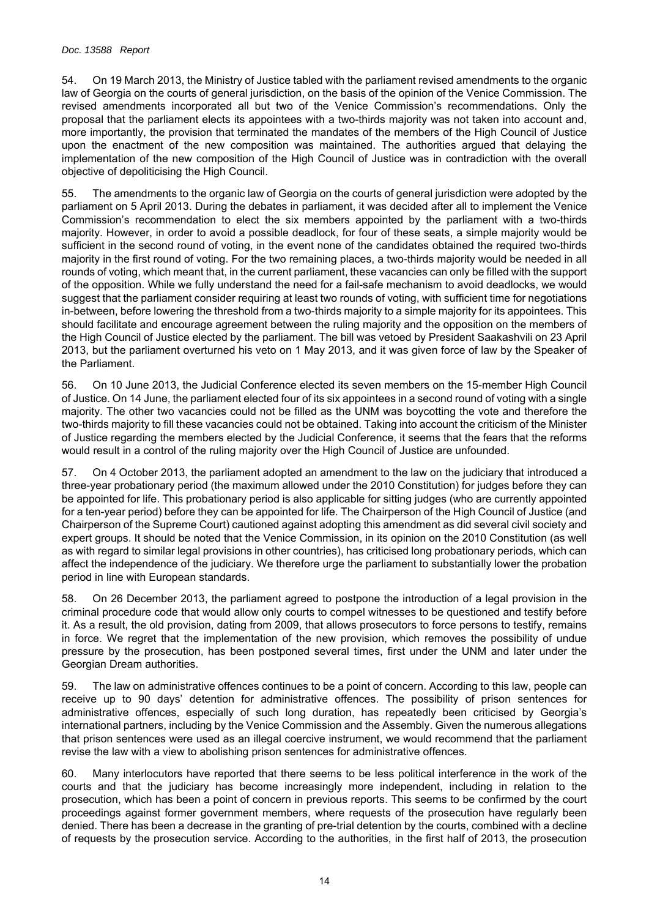54. On 19 March 2013, the Ministry of Justice tabled with the parliament revised amendments to the organic law of Georgia on the courts of general jurisdiction, on the basis of the opinion of the Venice Commission. The revised amendments incorporated all but two of the Venice Commission's recommendations. Only the proposal that the parliament elects its appointees with a two-thirds majority was not taken into account and, more importantly, the provision that terminated the mandates of the members of the High Council of Justice upon the enactment of the new composition was maintained. The authorities argued that delaying the implementation of the new composition of the High Council of Justice was in contradiction with the overall objective of depoliticising the High Council.

55. The amendments to the organic law of Georgia on the courts of general jurisdiction were adopted by the parliament on 5 April 2013. During the debates in parliament, it was decided after all to implement the Venice Commission's recommendation to elect the six members appointed by the parliament with a two-thirds majority. However, in order to avoid a possible deadlock, for four of these seats, a simple majority would be sufficient in the second round of voting, in the event none of the candidates obtained the required two-thirds majority in the first round of voting. For the two remaining places, a two-thirds majority would be needed in all rounds of voting, which meant that, in the current parliament, these vacancies can only be filled with the support of the opposition. While we fully understand the need for a fail-safe mechanism to avoid deadlocks, we would suggest that the parliament consider requiring at least two rounds of voting, with sufficient time for negotiations in-between, before lowering the threshold from a two-thirds majority to a simple majority for its appointees. This should facilitate and encourage agreement between the ruling majority and the opposition on the members of the High Council of Justice elected by the parliament. The bill was vetoed by President Saakashvili on 23 April 2013, but the parliament overturned his veto on 1 May 2013, and it was given force of law by the Speaker of the Parliament.

56. On 10 June 2013, the Judicial Conference elected its seven members on the 15-member High Council of Justice. On 14 June, the parliament elected four of its six appointees in a second round of voting with a single majority. The other two vacancies could not be filled as the UNM was boycotting the vote and therefore the two-thirds majority to fill these vacancies could not be obtained. Taking into account the criticism of the Minister of Justice regarding the members elected by the Judicial Conference, it seems that the fears that the reforms would result in a control of the ruling majority over the High Council of Justice are unfounded.

57. On 4 October 2013, the parliament adopted an amendment to the law on the judiciary that introduced a three-year probationary period (the maximum allowed under the 2010 Constitution) for judges before they can be appointed for life. This probationary period is also applicable for sitting judges (who are currently appointed for a ten-year period) before they can be appointed for life. The Chairperson of the High Council of Justice (and Chairperson of the Supreme Court) cautioned against adopting this amendment as did several civil society and expert groups. It should be noted that the Venice Commission, in its opinion on the 2010 Constitution (as well as with regard to similar legal provisions in other countries), has criticised long probationary periods, which can affect the independence of the judiciary. We therefore urge the parliament to substantially lower the probation period in line with European standards.

58. On 26 December 2013, the parliament agreed to postpone the introduction of a legal provision in the criminal procedure code that would allow only courts to compel witnesses to be questioned and testify before it. As a result, the old provision, dating from 2009, that allows prosecutors to force persons to testify, remains in force. We regret that the implementation of the new provision, which removes the possibility of undue pressure by the prosecution, has been postponed several times, first under the UNM and later under the Georgian Dream authorities.

59. The law on administrative offences continues to be a point of concern. According to this law, people can receive up to 90 days' detention for administrative offences. The possibility of prison sentences for administrative offences, especially of such long duration, has repeatedly been criticised by Georgia's international partners, including by the Venice Commission and the Assembly. Given the numerous allegations that prison sentences were used as an illegal coercive instrument, we would recommend that the parliament revise the law with a view to abolishing prison sentences for administrative offences.

60. Many interlocutors have reported that there seems to be less political interference in the work of the courts and that the judiciary has become increasingly more independent, including in relation to the prosecution, which has been a point of concern in previous reports. This seems to be confirmed by the court proceedings against former government members, where requests of the prosecution have regularly been denied. There has been a decrease in the granting of pre-trial detention by the courts, combined with a decline of requests by the prosecution service. According to the authorities, in the first half of 2013, the prosecution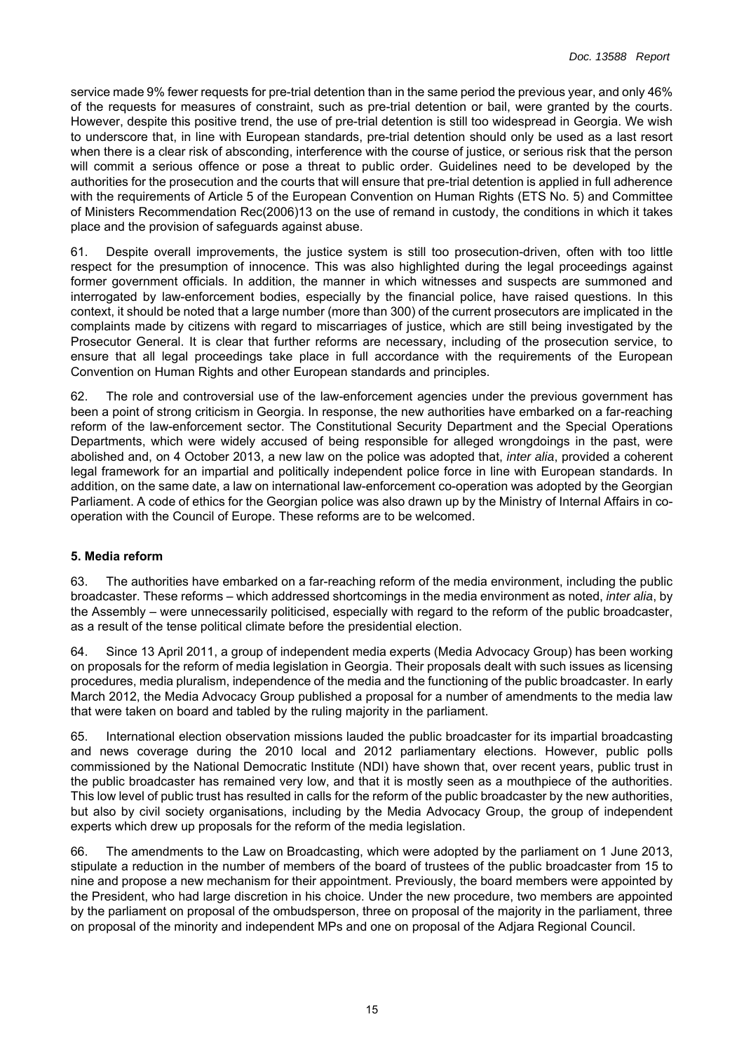service made 9% fewer requests for pre-trial detention than in the same period the previous year, and only 46% of the requests for measures of constraint, such as pre-trial detention or bail, were granted by the courts. However, despite this positive trend, the use of pre-trial detention is still too widespread in Georgia. We wish to underscore that, in line with European standards, pre-trial detention should only be used as a last resort when there is a clear risk of absconding, interference with the course of justice, or serious risk that the person will commit a serious offence or pose a threat to public order. Guidelines need to be developed by the authorities for the prosecution and the courts that will ensure that pre-trial detention is applied in full adherence with the requirements of Article 5 of the European Convention on Human Rights (ETS No. 5) and Committee of Ministers Recommendation Rec(2006)13 on the use of remand in custody, the conditions in which it takes place and the provision of safeguards against abuse.

61. Despite overall improvements, the justice system is still too prosecution-driven, often with too little respect for the presumption of innocence. This was also highlighted during the legal proceedings against former government officials. In addition, the manner in which witnesses and suspects are summoned and interrogated by law-enforcement bodies, especially by the financial police, have raised questions. In this context, it should be noted that a large number (more than 300) of the current prosecutors are implicated in the complaints made by citizens with regard to miscarriages of justice, which are still being investigated by the Prosecutor General. It is clear that further reforms are necessary, including of the prosecution service, to ensure that all legal proceedings take place in full accordance with the requirements of the European Convention on Human Rights and other European standards and principles.

62. The role and controversial use of the law-enforcement agencies under the previous government has been a point of strong criticism in Georgia. In response, the new authorities have embarked on a far-reaching reform of the law-enforcement sector. The Constitutional Security Department and the Special Operations Departments, which were widely accused of being responsible for alleged wrongdoings in the past, were abolished and, on 4 October 2013, a new law on the police was adopted that, *inter alia*, provided a coherent legal framework for an impartial and politically independent police force in line with European standards. In addition, on the same date, a law on international law-enforcement co-operation was adopted by the Georgian Parliament. A code of ethics for the Georgian police was also drawn up by the Ministry of Internal Affairs in co-operation with the Council of Europe. These reforms are to be welcomed.

### 5. Media reform

63. The authorities have embarked on a far-reaching reform of the media environment, including the public broadcaster. These reforms – which addressed shortcomings in the media environment as noted, *inter alia*, by the Assembly – were unnecessarily politicised, especially with regard to the reform of the public broadcaster, as a result of the tense political climate before the presidential election.

64. Since 13 April 2011, a group of independent media experts (Media Advocacy Group) has been working on proposals for the reform of media legislation in Georgia. Their proposals dealt with such issues as licensing procedures, media pluralism, independence of the media and the functioning of the public broadcaster. In early March 2012, the Media Advocacy Group published a proposal for a number of amendments to the media law that were taken on board and tabled by the ruling majority in the parliament.

65. International election observation missions lauded the public broadcaster for its impartial broadcasting and news coverage during the 2010 local and 2012 parliamentary elections. However, public polls commissioned by the National Democratic Institute (NDI) have shown that, over recent years, public trust in the public broadcaster has remained very low, and that it is mostly seen as a mouthpiece of the authorities. This low level of public trust has resulted in calls for the reform of the public broadcaster by the new authorities, but also by civil society organisations, including by the Media Advocacy Group, the group of independent experts which drew up proposals for the reform of the media legislation.

66. The amendments to the Law on Broadcasting, which were adopted by the parliament on 1 June 2013, stipulate a reduction in the number of members of the board of trustees of the public broadcaster from 15 to nine and propose a new mechanism for their appointment. Previously, the board members were appointed by the President, who had large discretion in his choice. Under the new procedure, two members are appointed by the parliament on proposal of the ombudsperson, three on proposal of the majority in the parliament, three on proposal of the minority and independent MPs and one on proposal of the Adjara Regional Council.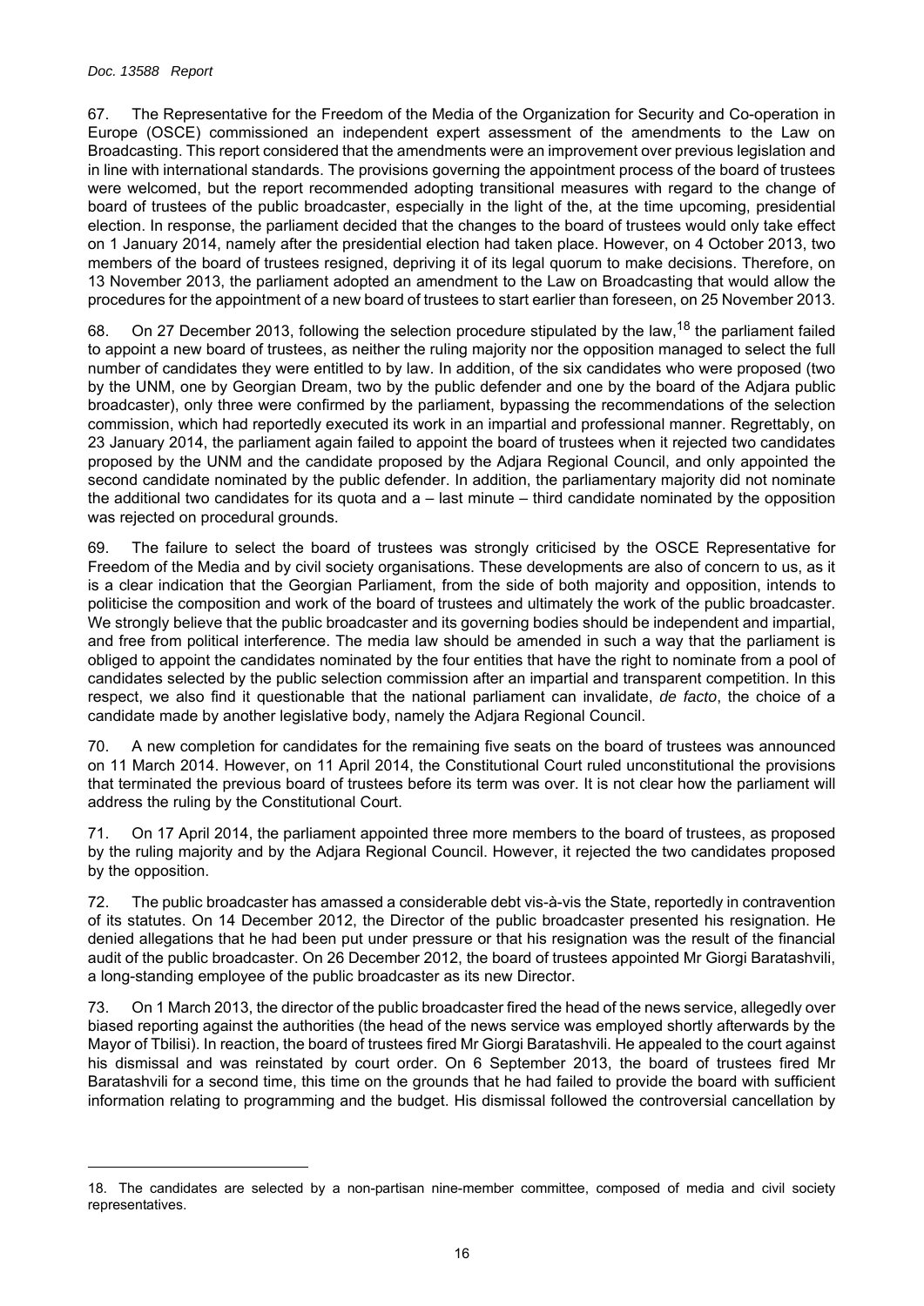67. The Representative for the Freedom of the Media of the Organization for Security and Co-operation in Europe (OSCE) commissioned an independent expert assessment of the amendments to the Law on Broadcasting. This report considered that the amendments were an improvement over previous legislation and in line with international standards. The provisions governing the appointment process of the board of trustees were welcomed, but the report recommended adopting transitional measures with regard to the change of board of trustees of the public broadcaster, especially in the light of the, at the time upcoming, presidential election. In response, the parliament decided that the changes to the board of trustees would only take effect on 1 January 2014, namely after the presidential election had taken place. However, on 4 October 2013, two members of the board of trustees resigned, depriving it of its legal quorum to make decisions. Therefore, on 13 November 2013, the parliament adopted an amendment to the Law on Broadcasting that would allow the procedures for the appointment of a new board of trustees to start earlier than foreseen, on 25 November 2013.

68. On 27 December 2013, following the selection procedure stipulated by the law,[18] the parliament failed to appoint a new board of trustees, as neither the ruling majority nor the opposition managed to select the full number of candidates they were entitled to by law. In addition, of the six candidates who were proposed (two by the UNM, one by Georgian Dream, two by the public defender and one by the board of the Adjara public broadcaster), only three were confirmed by the parliament, bypassing the recommendations of the selection commission, which had reportedly executed its work in an impartial and professional manner. Regrettably, on 23 January 2014, the parliament again failed to appoint the board of trustees when it rejected two candidates proposed by the UNM and the candidate proposed by the Adjara Regional Council, and only appointed the second candidate nominated by the public defender. In addition, the parliamentary majority did not nominate the additional two candidates for its quota and a – last minute – third candidate nominated by the opposition was rejected on procedural grounds.

69. The failure to select the board of trustees was strongly criticised by the OSCE Representative for Freedom of the Media and by civil society organisations. These developments are also of concern to us, as it is a clear indication that the Georgian Parliament, from the side of both majority and opposition, intends to politicise the composition and work of the board of trustees and ultimately the work of the public broadcaster. We strongly believe that the public broadcaster and its governing bodies should be independent and impartial, and free from political interference. The media law should be amended in such a way that the parliament is obliged to appoint the candidates nominated by the four entities that have the right to nominate from a pool of candidates selected by the public selection commission after an impartial and transparent competition. In this respect, we also find it questionable that the national parliament can invalidate, *de facto*, the choice of a candidate made by another legislative body, namely the Adjara Regional Council.

70. A new completion for candidates for the remaining five seats on the board of trustees was announced on 11 March 2014. However, on 11 April 2014, the Constitutional Court ruled unconstitutional the provisions that terminated the previous board of trustees before its term was over. It is not clear how the parliament will address the ruling by the Constitutional Court.

71. On 17 April 2014, the parliament appointed three more members to the board of trustees, as proposed by the ruling majority and by the Adjara Regional Council. However, it rejected the two candidates proposed by the opposition.

72. The public broadcaster has amassed a considerable debt vis-à-vis the State, reportedly in contravention of its statutes. On 14 December 2012, the Director of the public broadcaster presented his resignation. He denied allegations that he had been put under pressure or that his resignation was the result of the financial audit of the public broadcaster. On 26 December 2012, the board of trustees appointed Mr Giorgi Baratashvili, a long-standing employee of the public broadcaster as its new Director.

73. On 1 March 2013, the director of the public broadcaster fired the head of the news service, allegedly over biased reporting against the authorities (the head of the news service was employed shortly afterwards by the Mayor of Tbilisi). In reaction, the board of trustees fired Mr Giorgi Baratashvili. He appealed to the court against his dismissal and was reinstated by court order. On 6 September 2013, the board of trustees fired Mr Baratashvili for a second time, this time on the grounds that he had failed to provide the board with sufficient information relating to programming and the budget. His dismissal followed the controversial cancellation by

18. The candidates are selected by a non-partisan nine-member committee, composed of media and civil society representatives.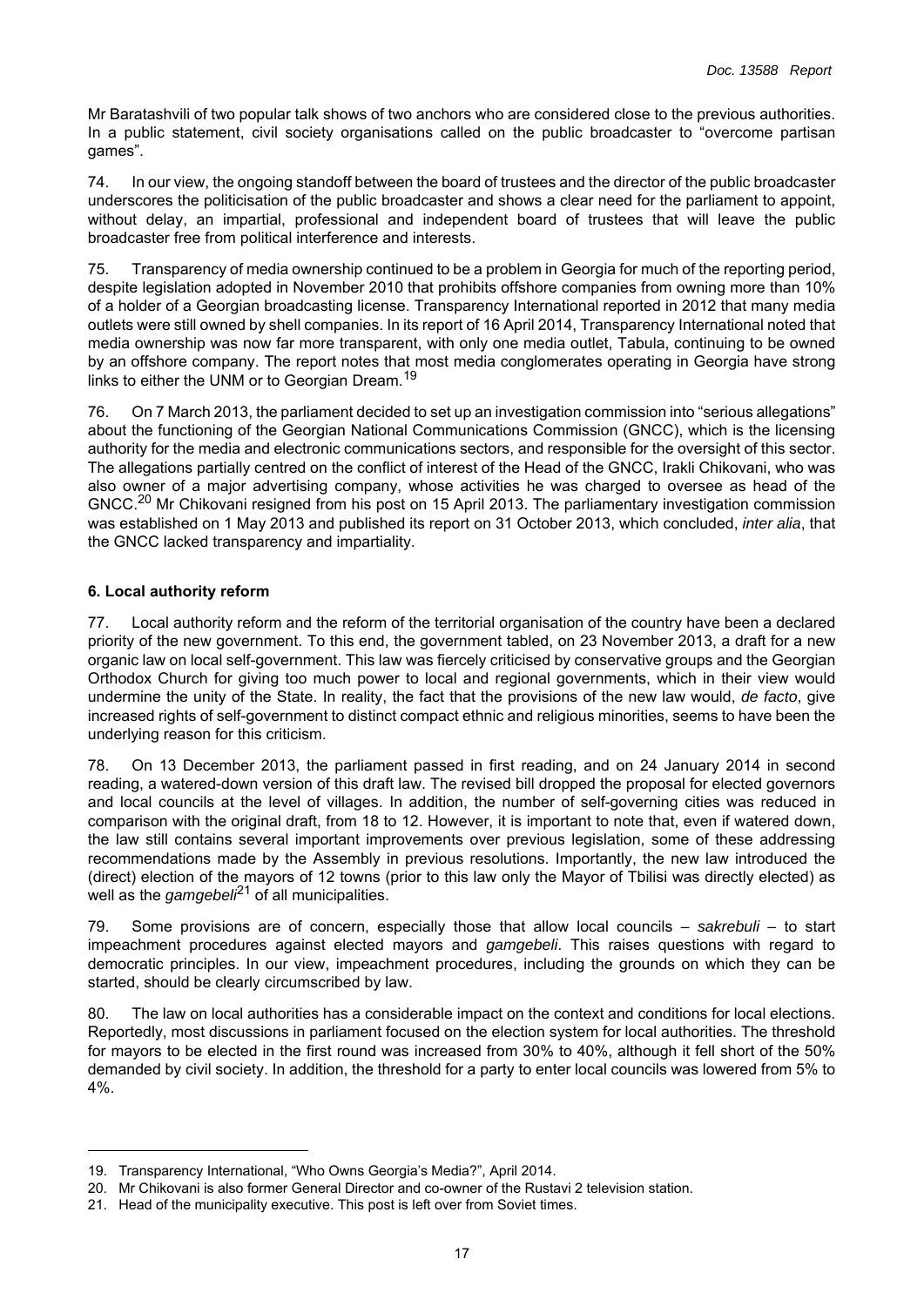Mr Baratashvili of two popular talk shows of two anchors who are considered close to the previous authorities. In a public statement, civil society organisations called on the public broadcaster to "overcome partisan games".

74. In our view, the ongoing standoff between the board of trustees and the director of the public broadcaster underscores the politicisation of the public broadcaster and shows a clear need for the parliament to appoint, without delay, an impartial, professional and independent board of trustees that will leave the public broadcaster free from political interference and interests.

75. Transparency of media ownership continued to be a problem in Georgia for much of the reporting period, despite legislation adopted in November 2010 that prohibits offshore companies from owning more than 10% of a holder of a Georgian broadcasting license. Transparency International reported in 2012 that many media outlets were still owned by shell companies. In its report of 16 April 2014, Transparency International noted that media ownership was now far more transparent, with only one media outlet, Tabula, continuing to be owned by an offshore company. The report notes that most media conglomerates operating in Georgia have strong links to either the UNM or to Georgian Dream.[19]

76. On 7 March 2013, the parliament decided to set up an investigation commission into "serious allegations" about the functioning of the Georgian National Communications Commission (GNCC), which is the licensing authority for the media and electronic communications sectors, and responsible for the oversight of this sector. The allegations partially centred on the conflict of interest of the Head of the GNCC, Irakli Chikovani, who was also owner of a major advertising company, whose activities he was charged to oversee as head of the GNCC.[20] Mr Chikovani resigned from his post on 15 April 2013. The parliamentary investigation commission was established on 1 May 2013 and published its report on 31 October 2013, which concluded, *inter alia*, that the GNCC lacked transparency and impartiality.

### 6. Local authority reform

77. Local authority reform and the reform of the territorial organisation of the country have been a declared priority of the new government. To this end, the government tabled, on 23 November 2013, a draft for a new organic law on local self-government. This law was fiercely criticised by conservative groups and the Georgian Orthodox Church for giving too much power to local and regional governments, which in their view would undermine the unity of the State. In reality, the fact that the provisions of the new law would, *de facto*, give increased rights of self-government to distinct compact ethnic and religious minorities, seems to have been the underlying reason for this criticism.

78. On 13 December 2013, the parliament passed in first reading, and on 24 January 2014 in second reading, a watered-down version of this draft law. The revised bill dropped the proposal for elected governors and local councils at the level of villages. In addition, the number of self-governing cities was reduced in comparison with the original draft, from 18 to 12. However, it is important to note that, even if watered down, the law still contains several important improvements over previous legislation, some of these addressing recommendations made by the Assembly in previous resolutions. Importantly, the new law introduced the (direct) election of the mayors of 12 towns (prior to this law only the Mayor of Tbilisi was directly elected) as well as the *gamgebeli*[21] of all municipalities.

79. Some provisions are of concern, especially those that allow local councils – *sakrebuli* – to start impeachment procedures against elected mayors and *gamgebeli*. This raises questions with regard to democratic principles. In our view, impeachment procedures, including the grounds on which they can be started, should be clearly circumscribed by law.

80. The law on local authorities has a considerable impact on the context and conditions for local elections. Reportedly, most discussions in parliament focused on the election system for local authorities. The threshold for mayors to be elected in the first round was increased from 30% to 40%, although it fell short of the 50% demanded by civil society. In addition, the threshold for a party to enter local councils was lowered from 5% to 4%.

---

19. Transparency International, "Who Owns Georgia's Media?", April 2014.
20. Mr Chikovani is also former General Director and co-owner of the Rustavi 2 television station.
21. Head of the municipality executive. This post is left over from Soviet times.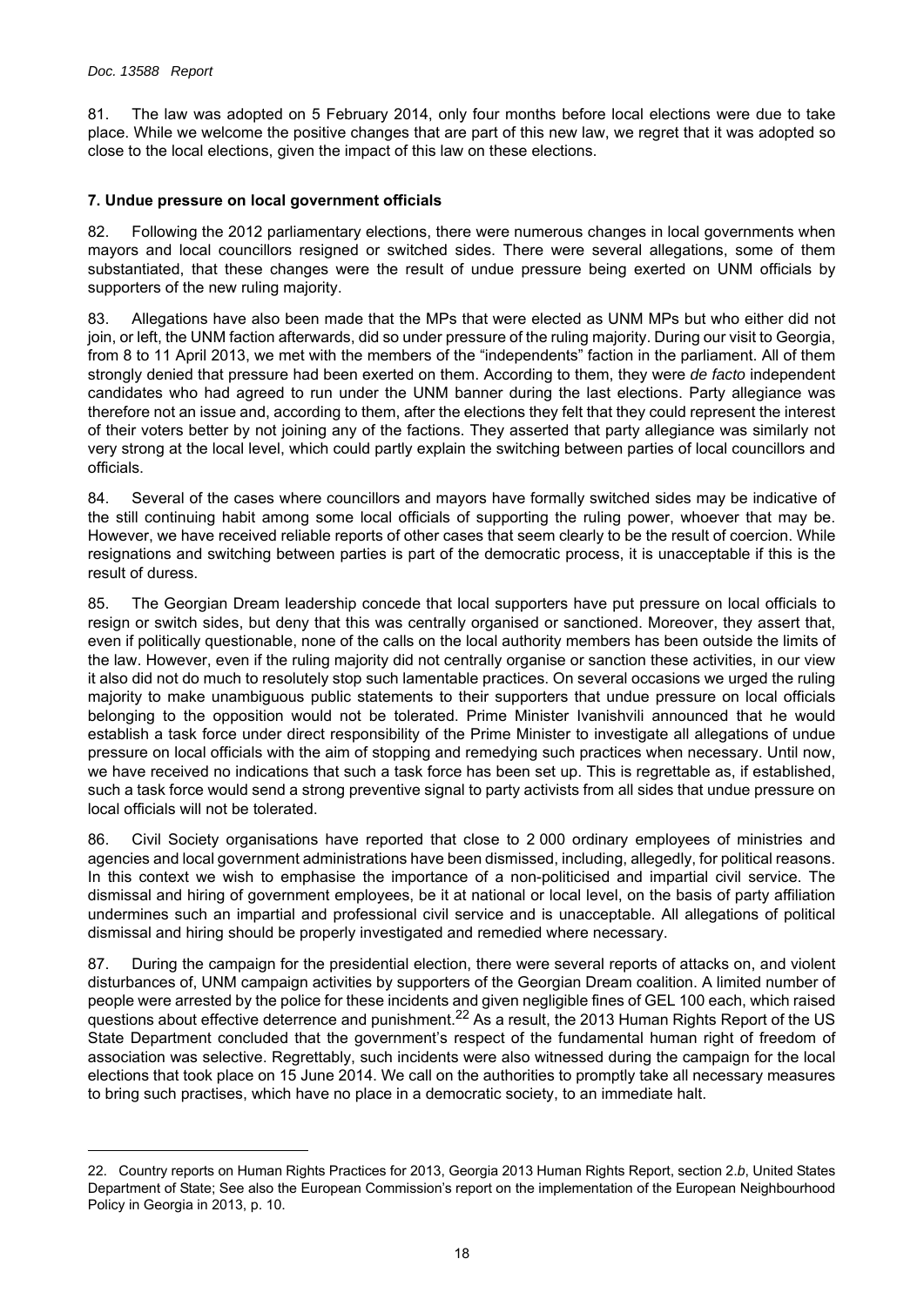81. The law was adopted on 5 February 2014, only four months before local elections were due to take place. While we welcome the positive changes that are part of this new law, we regret that it was adopted so close to the local elections, given the impact of this law on these elections.

### 7. Undue pressure on local government officials

82. Following the 2012 parliamentary elections, there were numerous changes in local governments when mayors and local councillors resigned or switched sides. There were several allegations, some of them substantiated, that these changes were the result of undue pressure being exerted on UNM officials by supporters of the new ruling majority.

83. Allegations have also been made that the MPs that were elected as UNM MPs but who either did not join, or left, the UNM faction afterwards, did so under pressure of the ruling majority. During our visit to Georgia, from 8 to 11 April 2013, we met with the members of the "independents" faction in the parliament. All of them strongly denied that pressure had been exerted on them. According to them, they were *de facto* independent candidates who had agreed to run under the UNM banner during the last elections. Party allegiance was therefore not an issue and, according to them, after the elections they felt that they could represent the interest of their voters better by not joining any of the factions. They asserted that party allegiance was similarly not very strong at the local level, which could partly explain the switching between parties of local councillors and officials.

84. Several of the cases where councillors and mayors have formally switched sides may be indicative of the still continuing habit among some local officials of supporting the ruling power, whoever that may be. However, we have received reliable reports of other cases that seem clearly to be the result of coercion. While resignations and switching between parties is part of the democratic process, it is unacceptable if this is the result of duress.

85. The Georgian Dream leadership concede that local supporters have put pressure on local officials to resign or switch sides, but deny that this was centrally organised or sanctioned. Moreover, they assert that, even if politically questionable, none of the calls on the local authority members has been outside the limits of the law. However, even if the ruling majority did not centrally organise or sanction these activities, in our view it also did not do much to resolutely stop such lamentable practices. On several occasions we urged the ruling majority to make unambiguous public statements to their supporters that undue pressure on local officials belonging to the opposition would not be tolerated. Prime Minister Ivanishvili announced that he would establish a task force under direct responsibility of the Prime Minister to investigate all allegations of undue pressure on local officials with the aim of stopping and remedying such practices when necessary. Until now, we have received no indications that such a task force has been set up. This is regrettable as, if established, such a task force would send a strong preventive signal to party activists from all sides that undue pressure on local officials will not be tolerated.

86. Civil Society organisations have reported that close to 2 000 ordinary employees of ministries and agencies and local government administrations have been dismissed, including, allegedly, for political reasons. In this context we wish to emphasise the importance of a non-politicised and impartial civil service. The dismissal and hiring of government employees, be it at national or local level, on the basis of party affiliation undermines such an impartial and professional civil service and is unacceptable. All allegations of political dismissal and hiring should be properly investigated and remedied where necessary.

87. During the campaign for the presidential election, there were several reports of attacks on, and violent disturbances of, UNM campaign activities by supporters of the Georgian Dream coalition. A limited number of people were arrested by the police for these incidents and given negligible fines of GEL 100 each, which raised questions about effective deterrence and punishment.[22] As a result, the 2013 Human Rights Report of the US State Department concluded that the government's respect of the fundamental human right of freedom of association was selective. Regrettably, such incidents were also witnessed during the campaign for the local elections that took place on 15 June 2014. We call on the authorities to promptly take all necessary measures to bring such practises, which have no place in a democratic society, to an immediate halt.

---

22. Country reports on Human Rights Practices for 2013, Georgia 2013 Human Rights Report, section 2.*b*, United States Department of State; See also the European Commission's report on the implementation of the European Neighbourhood Policy in Georgia in 2013, p. 10.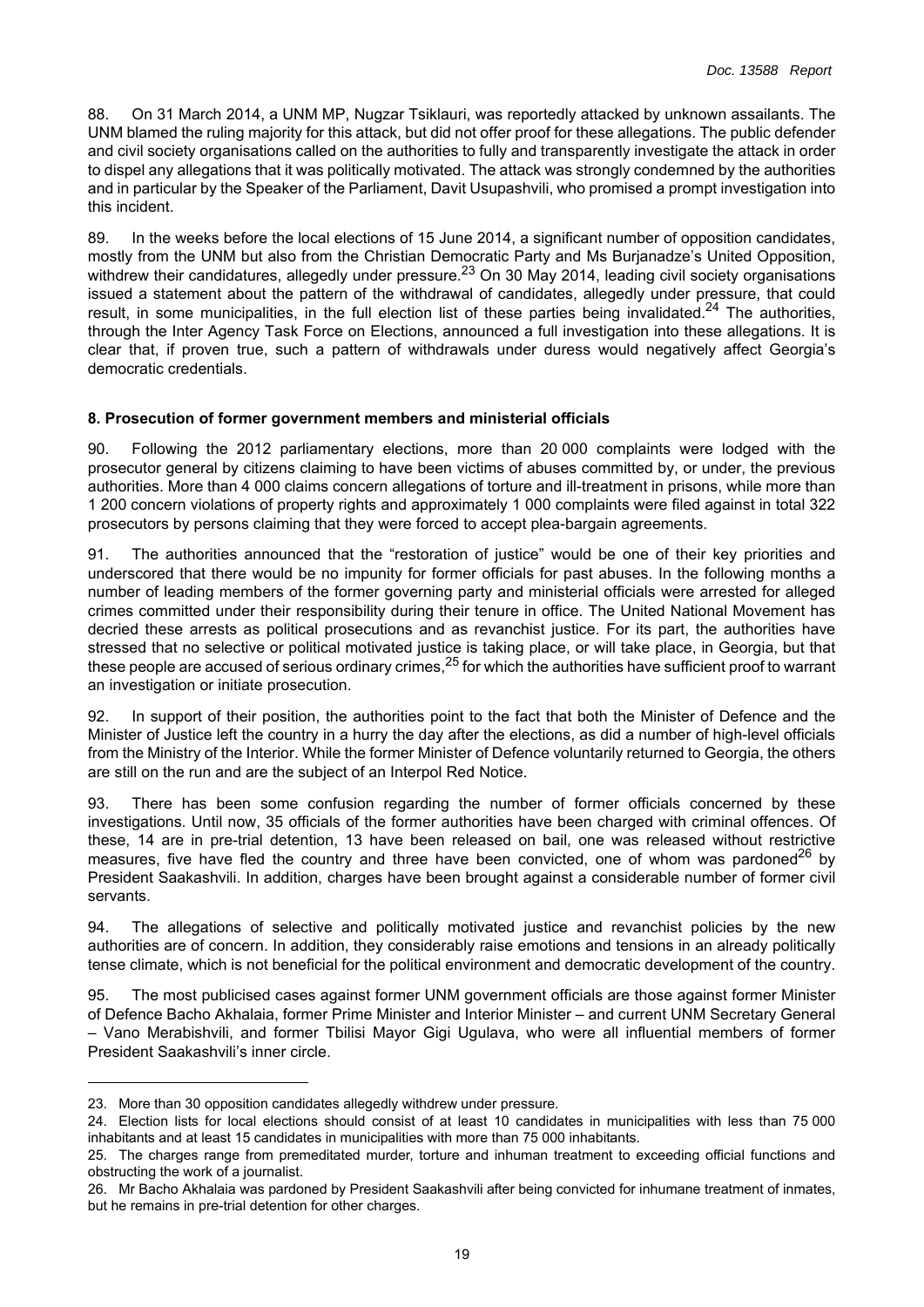88. On 31 March 2014, a UNM MP, Nugzar Tsiklauri, was reportedly attacked by unknown assailants. The UNM blamed the ruling majority for this attack, but did not offer proof for these allegations. The public defender and civil society organisations called on the authorities to fully and transparently investigate the attack in order to dispel any allegations that it was politically motivated. The attack was strongly condemned by the authorities and in particular by the Speaker of the Parliament, Davit Usupashvili, who promised a prompt investigation into this incident.

89. In the weeks before the local elections of 15 June 2014, a significant number of opposition candidates, mostly from the UNM but also from the Christian Democratic Party and Ms Burjanadze's United Opposition, withdrew their candidatures, allegedly under pressure.[23] On 30 May 2014, leading civil society organisations issued a statement about the pattern of the withdrawal of candidates, allegedly under pressure, that could result, in some municipalities, in the full election list of these parties being invalidated.[24] The authorities, through the Inter Agency Task Force on Elections, announced a full investigation into these allegations. It is clear that, if proven true, such a pattern of withdrawals under duress would negatively affect Georgia's democratic credentials.

### 8. Prosecution of former government members and ministerial officials

90. Following the 2012 parliamentary elections, more than 20 000 complaints were lodged with the prosecutor general by citizens claiming to have been victims of abuses committed by, or under, the previous authorities. More than 4 000 claims concern allegations of torture and ill-treatment in prisons, while more than 1 200 concern violations of property rights and approximately 1 000 complaints were filed against in total 322 prosecutors by persons claiming that they were forced to accept plea-bargain agreements.

91. The authorities announced that the "restoration of justice" would be one of their key priorities and underscored that there would be no impunity for former officials for past abuses. In the following months a number of leading members of the former governing party and ministerial officials were arrested for alleged crimes committed under their responsibility during their tenure in office. The United National Movement has decried these arrests as political prosecutions and as revanchist justice. For its part, the authorities have stressed that no selective or political motivated justice is taking place, or will take place, in Georgia, but that these people are accused of serious ordinary crimes,[25] for which the authorities have sufficient proof to warrant an investigation or initiate prosecution.

92. In support of their position, the authorities point to the fact that both the Minister of Defence and the Minister of Justice left the country in a hurry the day after the elections, as did a number of high-level officials from the Ministry of the Interior. While the former Minister of Defence voluntarily returned to Georgia, the others are still on the run and are the subject of an Interpol Red Notice.

93. There has been some confusion regarding the number of former officials concerned by these investigations. Until now, 35 officials of the former authorities have been charged with criminal offences. Of these, 14 are in pre-trial detention, 13 have been released on bail, one was released without restrictive measures, five have fled the country and three have been convicted, one of whom was pardoned[26] by President Saakashvili. In addition, charges have been brought against a considerable number of former civil servants.

94. The allegations of selective and politically motivated justice and revanchist policies by the new authorities are of concern. In addition, they considerably raise emotions and tensions in an already politically tense climate, which is not beneficial for the political environment and democratic development of the country.

95. The most publicised cases against former UNM government officials are those against former Minister of Defence Bacho Akhalaia, former Prime Minister and Interior Minister – and current UNM Secretary General – Vano Merabishvili, and former Tbilisi Mayor Gigi Ugulava, who were all influential members of former President Saakashvili's inner circle.

---

23. More than 30 opposition candidates allegedly withdrew under pressure.

24. Election lists for local elections should consist of at least 10 candidates in municipalities with less than 75 000 inhabitants and at least 15 candidates in municipalities with more than 75 000 inhabitants.

25. The charges range from premeditated murder, torture and inhuman treatment to exceeding official functions and obstructing the work of a journalist.

26. Mr Bacho Akhalaia was pardoned by President Saakashvili after being convicted for inhumane treatment of inmates, but he remains in pre-trial detention for other charges.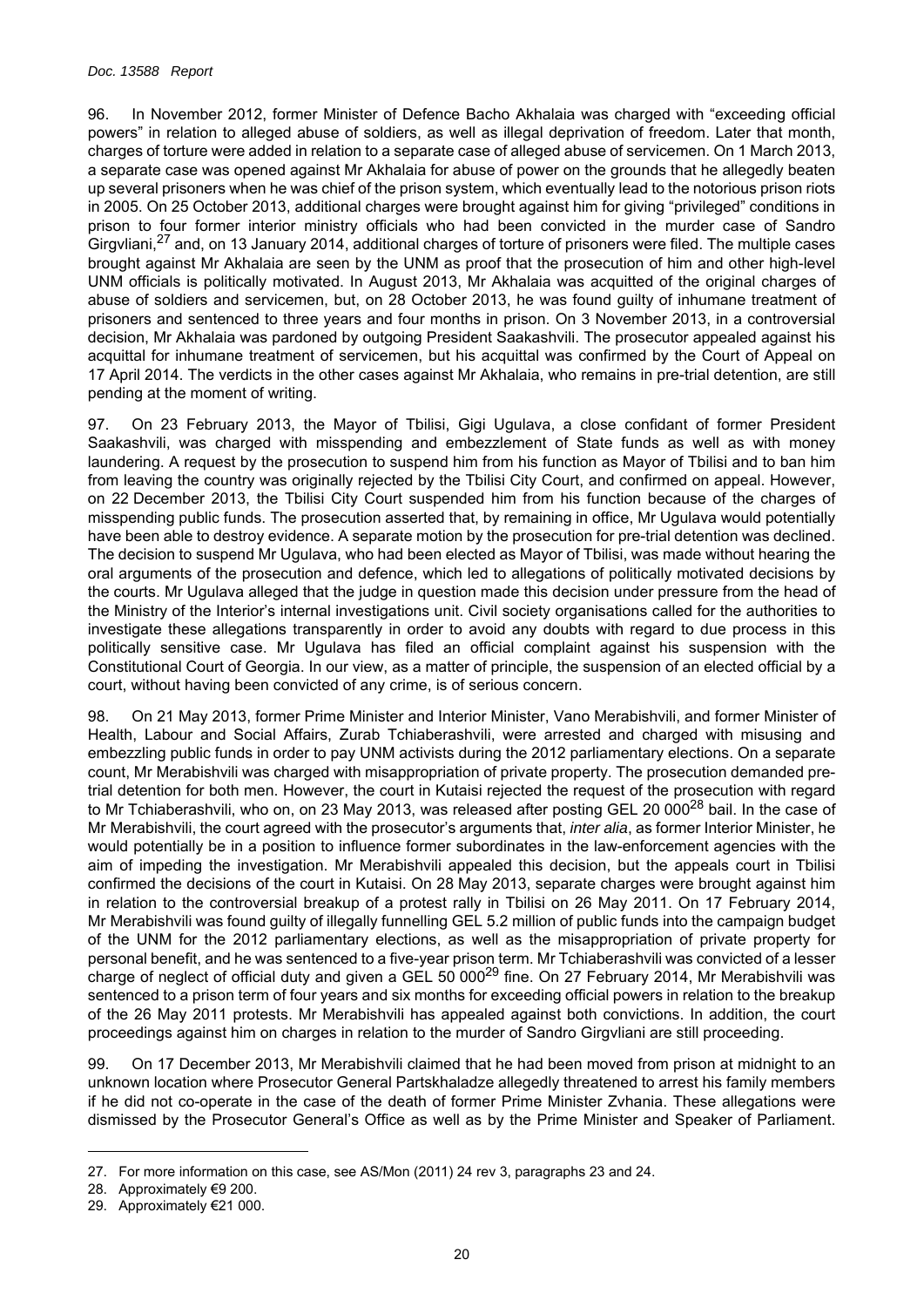96. In November 2012, former Minister of Defence Bacho Akhalaia was charged with "exceeding official powers" in relation to alleged abuse of soldiers, as well as illegal deprivation of freedom. Later that month, charges of torture were added in relation to a separate case of alleged abuse of servicemen. On 1 March 2013, a separate case was opened against Mr Akhalaia for abuse of power on the grounds that he allegedly beaten up several prisoners when he was chief of the prison system, which eventually lead to the notorious prison riots in 2005. On 25 October 2013, additional charges were brought against him for giving "privileged" conditions in prison to four former interior ministry officials who had been convicted in the murder case of Sandro Girgvliani,[27] and, on 13 January 2014, additional charges of torture of prisoners were filed. The multiple cases brought against Mr Akhalaia are seen by the UNM as proof that the prosecution of him and other high-level UNM officials is politically motivated. In August 2013, Mr Akhalaia was acquitted of the original charges of abuse of soldiers and servicemen, but, on 28 October 2013, he was found guilty of inhumane treatment of prisoners and sentenced to three years and four months in prison. On 3 November 2013, in a controversial decision, Mr Akhalaia was pardoned by outgoing President Saakashvili. The prosecutor appealed against his acquittal for inhumane treatment of servicemen, but his acquittal was confirmed by the Court of Appeal on 17 April 2014. The verdicts in the other cases against Mr Akhalaia, who remains in pre-trial detention, are still pending at the moment of writing.

97. On 23 February 2013, the Mayor of Tbilisi, Gigi Ugulava, a close confidant of former President Saakashvili, was charged with misspending and embezzlement of State funds as well as with money laundering. A request by the prosecution to suspend him from his function as Mayor of Tbilisi and to ban him from leaving the country was originally rejected by the Tbilisi City Court, and confirmed on appeal. However, on 22 December 2013, the Tbilisi City Court suspended him from his function because of the charges of misspending public funds. The prosecution asserted that, by remaining in office, Mr Ugulava would potentially have been able to destroy evidence. A separate motion by the prosecution for pre-trial detention was declined. The decision to suspend Mr Ugulava, who had been elected as Mayor of Tbilisi, was made without hearing the oral arguments of the prosecution and defence, which led to allegations of politically motivated decisions by the courts. Mr Ugulava alleged that the judge in question made this decision under pressure from the head of the Ministry of the Interior's internal investigations unit. Civil society organisations called for the authorities to investigate these allegations transparently in order to avoid any doubts with regard to due process in this politically sensitive case. Mr Ugulava has filed an official complaint against his suspension with the Constitutional Court of Georgia. In our view, as a matter of principle, the suspension of an elected official by a court, without having been convicted of any crime, is of serious concern.

98. On 21 May 2013, former Prime Minister and Interior Minister, Vano Merabishvili, and former Minister of Health, Labour and Social Affairs, Zurab Tchiaberashvili, were arrested and charged with misusing and embezzling public funds in order to pay UNM activists during the 2012 parliamentary elections. On a separate count, Mr Merabishvili was charged with misappropriation of private property. The prosecution demanded pre-trial detention for both men. However, the court in Kutaisi rejected the request of the prosecution with regard to Mr Tchiaberashvili, who on, on 23 May 2013, was released after posting GEL 20 000[28] bail. In the case of Mr Merabishvili, the court agreed with the prosecutor's arguments that, *inter alia*, as former Interior Minister, he would potentially be in a position to influence former subordinates in the law-enforcement agencies with the aim of impeding the investigation. Mr Merabishvili appealed this decision, but the appeals court in Tbilisi confirmed the decisions of the court in Kutaisi. On 28 May 2013, separate charges were brought against him in relation to the controversial breakup of a protest rally in Tbilisi on 26 May 2011. On 17 February 2014, Mr Merabishvili was found guilty of illegally funnelling GEL 5.2 million of public funds into the campaign budget of the UNM for the 2012 parliamentary elections, as well as the misappropriation of private property for personal benefit, and he was sentenced to a five-year prison term. Mr Tchiaberashvili was convicted of a lesser charge of neglect of official duty and given a GEL 50 000[29] fine. On 27 February 2014, Mr Merabishvili was sentenced to a prison term of four years and six months for exceeding official powers in relation to the breakup of the 26 May 2011 protests. Mr Merabishvili has appealed against both convictions. In addition, the court proceedings against him on charges in relation to the murder of Sandro Girgvliani are still proceeding.

99. On 17 December 2013, Mr Merabishvili claimed that he had been moved from prison at midnight to an unknown location where Prosecutor General Partskhaladze allegedly threatened to arrest his family members if he did not co-operate in the case of the death of former Prime Minister Zvhania. These allegations were dismissed by the Prosecutor General's Office as well as by the Prime Minister and Speaker of Parliament.

27. For more information on this case, see AS/Mon (2011) 24 rev 3, paragraphs 23 and 24.

28. Approximately €9 200.

29. Approximately €21 000.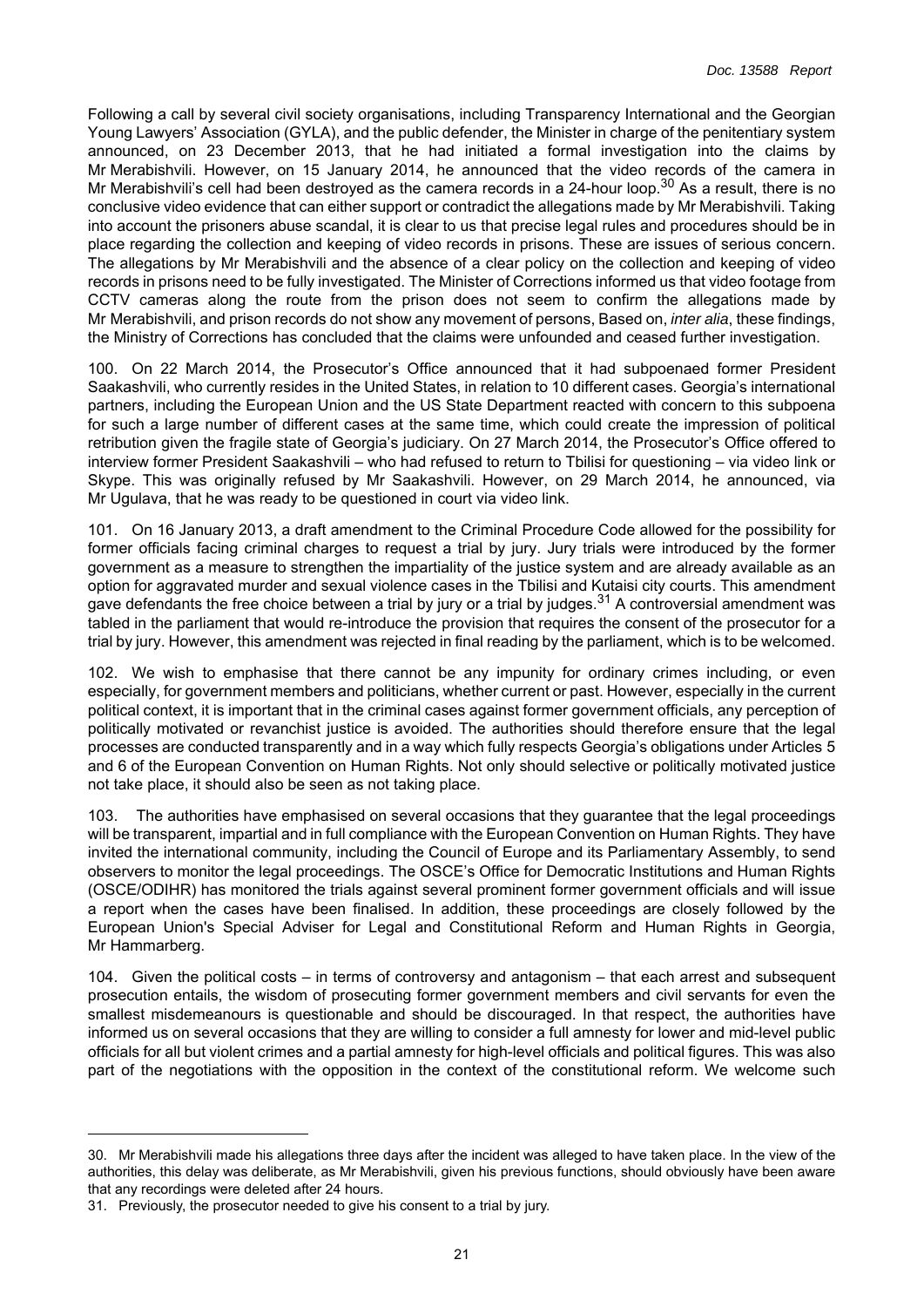Following a call by several civil society organisations, including Transparency International and the Georgian Young Lawyers' Association (GYLA), and the public defender, the Minister in charge of the penitentiary system announced, on 23 December 2013, that he had initiated a formal investigation into the claims by Mr Merabishvili. However, on 15 January 2014, he announced that the video records of the camera in Mr Merabishvili's cell had been destroyed as the camera records in a 24-hour loop.[30] As a result, there is no conclusive video evidence that can either support or contradict the allegations made by Mr Merabishvili. Taking into account the prisoners abuse scandal, it is clear to us that precise legal rules and procedures should be in place regarding the collection and keeping of video records in prisons. These are issues of serious concern. The allegations by Mr Merabishvili and the absence of a clear policy on the collection and keeping of video records in prisons need to be fully investigated. The Minister of Corrections informed us that video footage from CCTV cameras along the route from the prison does not seem to confirm the allegations made by Mr Merabishvili, and prison records do not show any movement of persons, Based on, *inter alia*, these findings, the Ministry of Corrections has concluded that the claims were unfounded and ceased further investigation.

100. On 22 March 2014, the Prosecutor's Office announced that it had subpoenaed former President Saakashvili, who currently resides in the United States, in relation to 10 different cases. Georgia's international partners, including the European Union and the US State Department reacted with concern to this subpoena for such a large number of different cases at the same time, which could create the impression of political retribution given the fragile state of Georgia's judiciary. On 27 March 2014, the Prosecutor's Office offered to interview former President Saakashvili – who had refused to return to Tbilisi for questioning – via video link or Skype. This was originally refused by Mr Saakashvili. However, on 29 March 2014, he announced, via Mr Ugulava, that he was ready to be questioned in court via video link.

101. On 16 January 2013, a draft amendment to the Criminal Procedure Code allowed for the possibility for former officials facing criminal charges to request a trial by jury. Jury trials were introduced by the former government as a measure to strengthen the impartiality of the justice system and are already available as an option for aggravated murder and sexual violence cases in the Tbilisi and Kutaisi city courts. This amendment gave defendants the free choice between a trial by jury or a trial by judges.[31] A controversial amendment was tabled in the parliament that would re-introduce the provision that requires the consent of the prosecutor for a trial by jury. However, this amendment was rejected in final reading by the parliament, which is to be welcomed.

102. We wish to emphasise that there cannot be any impunity for ordinary crimes including, or even especially, for government members and politicians, whether current or past. However, especially in the current political context, it is important that in the criminal cases against former government officials, any perception of politically motivated or revanchist justice is avoided. The authorities should therefore ensure that the legal processes are conducted transparently and in a way which fully respects Georgia's obligations under Articles 5 and 6 of the European Convention on Human Rights. Not only should selective or politically motivated justice not take place, it should also be seen as not taking place.

103. The authorities have emphasised on several occasions that they guarantee that the legal proceedings will be transparent, impartial and in full compliance with the European Convention on Human Rights. They have invited the international community, including the Council of Europe and its Parliamentary Assembly, to send observers to monitor the legal proceedings. The OSCE's Office for Democratic Institutions and Human Rights (OSCE/ODIHR) has monitored the trials against several prominent former government officials and will issue a report when the cases have been finalised. In addition, these proceedings are closely followed by the European Union's Special Adviser for Legal and Constitutional Reform and Human Rights in Georgia, Mr Hammarberg.

104. Given the political costs – in terms of controversy and antagonism – that each arrest and subsequent prosecution entails, the wisdom of prosecuting former government members and civil servants for even the smallest misdemeanours is questionable and should be discouraged. In that respect, the authorities have informed us on several occasions that they are willing to consider a full amnesty for lower and mid-level public officials for all but violent crimes and a partial amnesty for high-level officials and political figures. This was also part of the negotiations with the opposition in the context of the constitutional reform. We welcome such

---

30. Mr Merabishvili made his allegations three days after the incident was alleged to have taken place. In the view of the authorities, this delay was deliberate, as Mr Merabishvili, given his previous functions, should obviously have been aware that any recordings were deleted after 24 hours.

31. Previously, the prosecutor needed to give his consent to a trial by jury.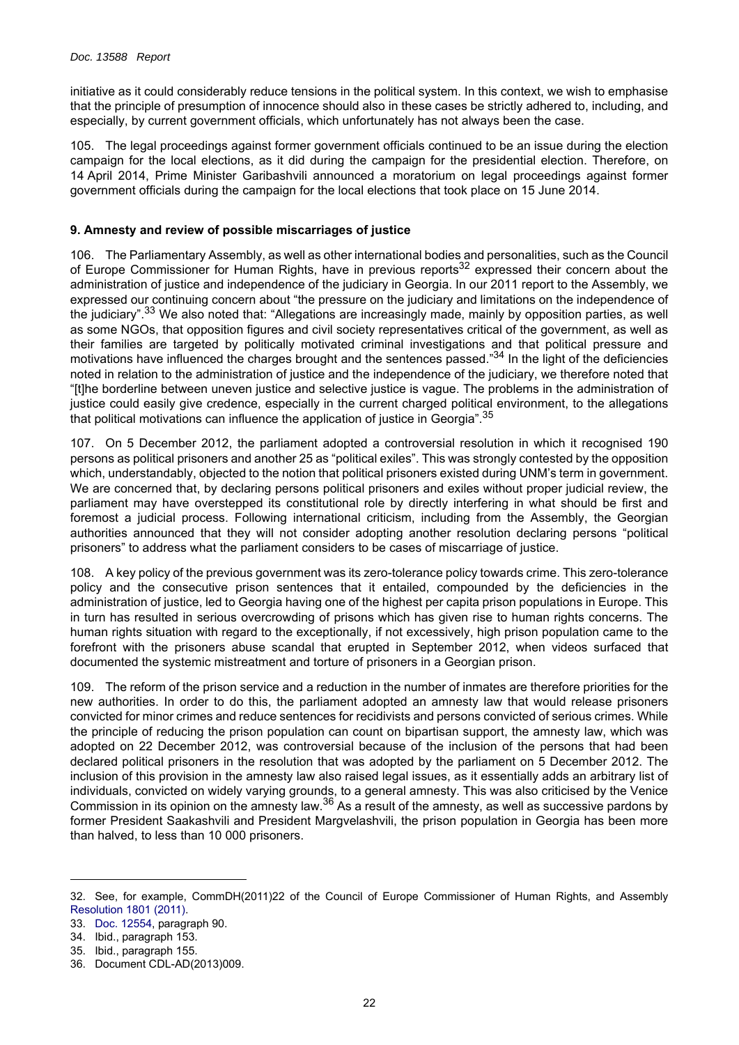initiative as it could considerably reduce tensions in the political system. In this context, we wish to emphasise that the principle of presumption of innocence should also in these cases be strictly adhered to, including, and especially, by current government officials, which unfortunately has not always been the case.

105. The legal proceedings against former government officials continued to be an issue during the election campaign for the local elections, as it did during the campaign for the presidential election. Therefore, on 14 April 2014, Prime Minister Garibashvili announced a moratorium on legal proceedings against former government officials during the campaign for the local elections that took place on 15 June 2014.

### 9. Amnesty and review of possible miscarriages of justice

106. The Parliamentary Assembly, as well as other international bodies and personalities, such as the Council of Europe Commissioner for Human Rights, have in previous reports[32] expressed their concern about the administration of justice and independence of the judiciary in Georgia. In our 2011 report to the Assembly, we expressed our continuing concern about "the pressure on the judiciary and limitations on the independence of the judiciary".[33] We also noted that: "Allegations are increasingly made, mainly by opposition parties, as well as some NGOs, that opposition figures and civil society representatives critical of the government, as well as their families are targeted by politically motivated criminal investigations and that political pressure and motivations have influenced the charges brought and the sentences passed."[34] In the light of the deficiencies noted in relation to the administration of justice and the independence of the judiciary, we therefore noted that "[t]he borderline between uneven justice and selective justice is vague. The problems in the administration of justice could easily give credence, especially in the current charged political environment, to the allegations that political motivations can influence the application of justice in Georgia".[35]

107. On 5 December 2012, the parliament adopted a controversial resolution in which it recognised 190 persons as political prisoners and another 25 as "political exiles". This was strongly contested by the opposition which, understandably, objected to the notion that political prisoners existed during UNM's term in government. We are concerned that, by declaring persons political prisoners and exiles without proper judicial review, the parliament may have overstepped its constitutional role by directly interfering in what should be first and foremost a judicial process. Following international criticism, including from the Assembly, the Georgian authorities announced that they will not consider adopting another resolution declaring persons "political prisoners" to address what the parliament considers to be cases of miscarriage of justice.

108. A key policy of the previous government was its zero-tolerance policy towards crime. This zero-tolerance policy and the consecutive prison sentences that it entailed, compounded by the deficiencies in the administration of justice, led to Georgia having one of the highest per capita prison populations in Europe. This in turn has resulted in serious overcrowding of prisons which has given rise to human rights concerns. The human rights situation with regard to the exceptionally, if not excessively, high prison population came to the forefront with the prisoners abuse scandal that erupted in September 2012, when videos surfaced that documented the systemic mistreatment and torture of prisoners in a Georgian prison.

109. The reform of the prison service and a reduction in the number of inmates are therefore priorities for the new authorities. In order to do this, the parliament adopted an amnesty law that would release prisoners convicted for minor crimes and reduce sentences for recidivists and persons convicted of serious crimes. While the principle of reducing the prison population can count on bipartisan support, the amnesty law, which was adopted on 22 December 2012, was controversial because of the inclusion of the persons that had been declared political prisoners in the resolution that was adopted by the parliament on 5 December 2012. The inclusion of this provision in the amnesty law also raised legal issues, as it essentially adds an arbitrary list of individuals, convicted on widely varying grounds, to a general amnesty. This was also criticised by the Venice Commission in its opinion on the amnesty law.[36] As a result of the amnesty, as well as successive pardons by former President Saakashvili and President Margvelashvili, the prison population in Georgia has been more than halved, to less than 10 000 prisoners.

---

32. See, for example, CommDH(2011)22 of the Council of Europe Commissioner of Human Rights, and Assembly Resolution 1801 (2011).
33. Doc. 12554, paragraph 90.
34. Ibid., paragraph 153.
35. Ibid., paragraph 155.
36. Document CDL-AD(2013)009.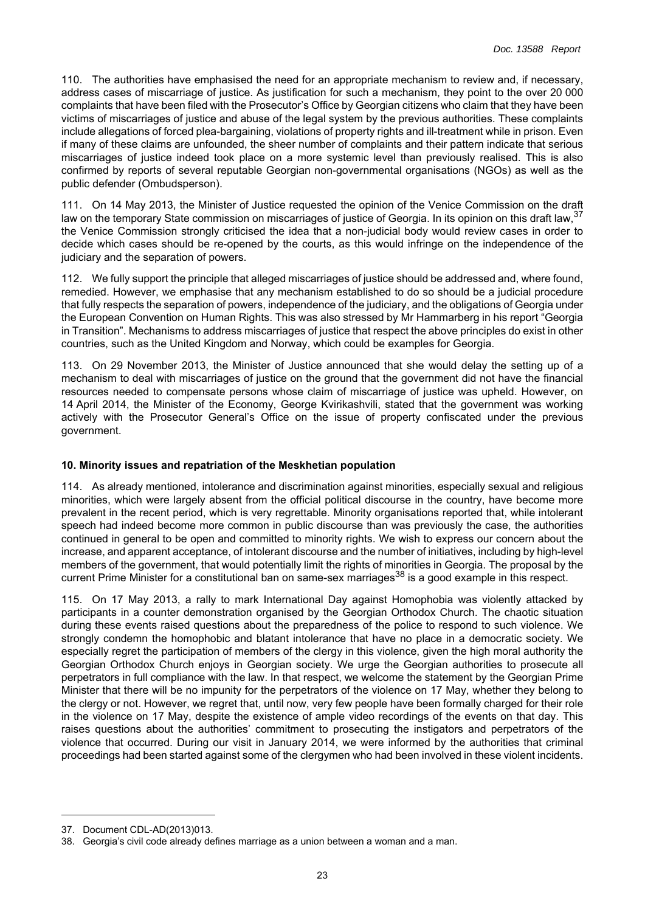110. The authorities have emphasised the need for an appropriate mechanism to review and, if necessary, address cases of miscarriage of justice. As justification for such a mechanism, they point to the over 20 000 complaints that have been filed with the Prosecutor's Office by Georgian citizens who claim that they have been victims of miscarriages of justice and abuse of the legal system by the previous authorities. These complaints include allegations of forced plea-bargaining, violations of property rights and ill-treatment while in prison. Even if many of these claims are unfounded, the sheer number of complaints and their pattern indicate that serious miscarriages of justice indeed took place on a more systemic level than previously realised. This is also confirmed by reports of several reputable Georgian non-governmental organisations (NGOs) as well as the public defender (Ombudsperson).

111. On 14 May 2013, the Minister of Justice requested the opinion of the Venice Commission on the draft law on the temporary State commission on miscarriages of justice of Georgia. In its opinion on this draft law,[37] the Venice Commission strongly criticised the idea that a non-judicial body would review cases in order to decide which cases should be re-opened by the courts, as this would infringe on the independence of the judiciary and the separation of powers.

112. We fully support the principle that alleged miscarriages of justice should be addressed and, where found, remedied. However, we emphasise that any mechanism established to do so should be a judicial procedure that fully respects the separation of powers, independence of the judiciary, and the obligations of Georgia under the European Convention on Human Rights. This was also stressed by Mr Hammarberg in his report "Georgia in Transition". Mechanisms to address miscarriages of justice that respect the above principles do exist in other countries, such as the United Kingdom and Norway, which could be examples for Georgia.

113. On 29 November 2013, the Minister of Justice announced that she would delay the setting up of a mechanism to deal with miscarriages of justice on the ground that the government did not have the financial resources needed to compensate persons whose claim of miscarriage of justice was upheld. However, on 14 April 2014, the Minister of the Economy, George Kvirikashvili, stated that the government was working actively with the Prosecutor General's Office on the issue of property confiscated under the previous government.

### 10. Minority issues and repatriation of the Meskhetian population

114. As already mentioned, intolerance and discrimination against minorities, especially sexual and religious minorities, which were largely absent from the official political discourse in the country, have become more prevalent in the recent period, which is very regrettable. Minority organisations reported that, while intolerant speech had indeed become more common in public discourse than was previously the case, the authorities continued in general to be open and committed to minority rights. We wish to express our concern about the increase, and apparent acceptance, of intolerant discourse and the number of initiatives, including by high-level members of the government, that would potentially limit the rights of minorities in Georgia. The proposal by the current Prime Minister for a constitutional ban on same-sex marriages[38] is a good example in this respect.

115. On 17 May 2013, a rally to mark International Day against Homophobia was violently attacked by participants in a counter demonstration organised by the Georgian Orthodox Church. The chaotic situation during these events raised questions about the preparedness of the police to respond to such violence. We strongly condemn the homophobic and blatant intolerance that have no place in a democratic society. We especially regret the participation of members of the clergy in this violence, given the high moral authority the Georgian Orthodox Church enjoys in Georgian society. We urge the Georgian authorities to prosecute all perpetrators in full compliance with the law. In that respect, we welcome the statement by the Georgian Prime Minister that there will be no impunity for the perpetrators of the violence on 17 May, whether they belong to the clergy or not. However, we regret that, until now, very few people have been formally charged for their role in the violence on 17 May, despite the existence of ample video recordings of the events on that day. This raises questions about the authorities' commitment to prosecuting the instigators and perpetrators of the violence that occurred. During our visit in January 2014, we were informed by the authorities that criminal proceedings had been started against some of the clergymen who had been involved in these violent incidents.

---

37. Document CDL-AD(2013)013.

38. Georgia's civil code already defines marriage as a union between a woman and a man.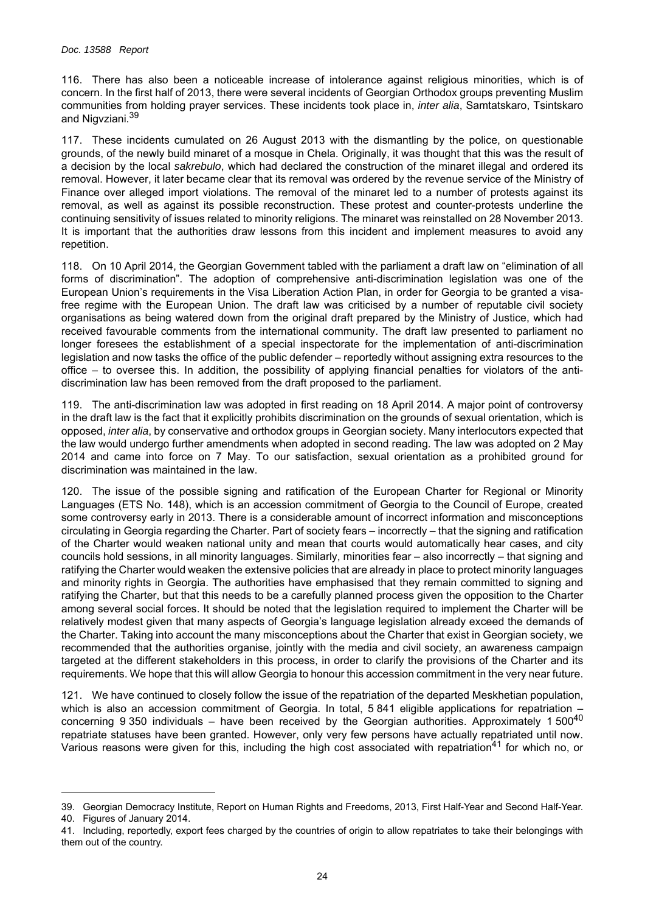116. There has also been a noticeable increase of intolerance against religious minorities, which is of concern. In the first half of 2013, there were several incidents of Georgian Orthodox groups preventing Muslim communities from holding prayer services. These incidents took place in, *inter alia*, Samtatskaro, Tsintskaro and Nigvziani.[39]

117. These incidents cumulated on 26 August 2013 with the dismantling by the police, on questionable grounds, of the newly build minaret of a mosque in Chela. Originally, it was thought that this was the result of a decision by the local *sakrebulo*, which had declared the construction of the minaret illegal and ordered its removal. However, it later became clear that its removal was ordered by the revenue service of the Ministry of Finance over alleged import violations. The removal of the minaret led to a number of protests against its removal, as well as against its possible reconstruction. These protest and counter-protests underline the continuing sensitivity of issues related to minority religions. The minaret was reinstalled on 28 November 2013. It is important that the authorities draw lessons from this incident and implement measures to avoid any repetition.

118. On 10 April 2014, the Georgian Government tabled with the parliament a draft law on "elimination of all forms of discrimination". The adoption of comprehensive anti-discrimination legislation was one of the European Union's requirements in the Visa Liberation Action Plan, in order for Georgia to be granted a visa-free regime with the European Union. The draft law was criticised by a number of reputable civil society organisations as being watered down from the original draft prepared by the Ministry of Justice, which had received favourable comments from the international community. The draft law presented to parliament no longer foresees the establishment of a special inspectorate for the implementation of anti-discrimination legislation and now tasks the office of the public defender – reportedly without assigning extra resources to the office – to oversee this. In addition, the possibility of applying financial penalties for violators of the anti-discrimination law has been removed from the draft proposed to the parliament.

119. The anti-discrimination law was adopted in first reading on 18 April 2014. A major point of controversy in the draft law is the fact that it explicitly prohibits discrimination on the grounds of sexual orientation, which is opposed, *inter alia*, by conservative and orthodox groups in Georgian society. Many interlocutors expected that the law would undergo further amendments when adopted in second reading. The law was adopted on 2 May 2014 and came into force on 7 May. To our satisfaction, sexual orientation as a prohibited ground for discrimination was maintained in the law.

120. The issue of the possible signing and ratification of the European Charter for Regional or Minority Languages (ETS No. 148), which is an accession commitment of Georgia to the Council of Europe, created some controversy early in 2013. There is a considerable amount of incorrect information and misconceptions circulating in Georgia regarding the Charter. Part of society fears – incorrectly – that the signing and ratification of the Charter would weaken national unity and mean that courts would automatically hear cases, and city councils hold sessions, in all minority languages. Similarly, minorities fear – also incorrectly – that signing and ratifying the Charter would weaken the extensive policies that are already in place to protect minority languages and minority rights in Georgia. The authorities have emphasised that they remain committed to signing and ratifying the Charter, but that this needs to be a carefully planned process given the opposition to the Charter among several social forces. It should be noted that the legislation required to implement the Charter will be relatively modest given that many aspects of Georgia's language legislation already exceed the demands of the Charter. Taking into account the many misconceptions about the Charter that exist in Georgian society, we recommended that the authorities organise, jointly with the media and civil society, an awareness campaign targeted at the different stakeholders in this process, in order to clarify the provisions of the Charter and its requirements. We hope that this will allow Georgia to honour this accession commitment in the very near future.

121. We have continued to closely follow the issue of the repatriation of the departed Meskhetian population, which is also an accession commitment of Georgia. In total, 5 841 eligible applications for repatriation – concerning 9 350 individuals – have been received by the Georgian authorities. Approximately 1 500[40] repatriate statuses have been granted. However, only very few persons have actually repatriated until now. Various reasons were given for this, including the high cost associated with repatriation[41] for which no, or

39. Georgian Democracy Institute, Report on Human Rights and Freedoms, 2013, First Half-Year and Second Half-Year.

40. Figures of January 2014.

41. Including, reportedly, export fees charged by the countries of origin to allow repatriates to take their belongings with them out of the country.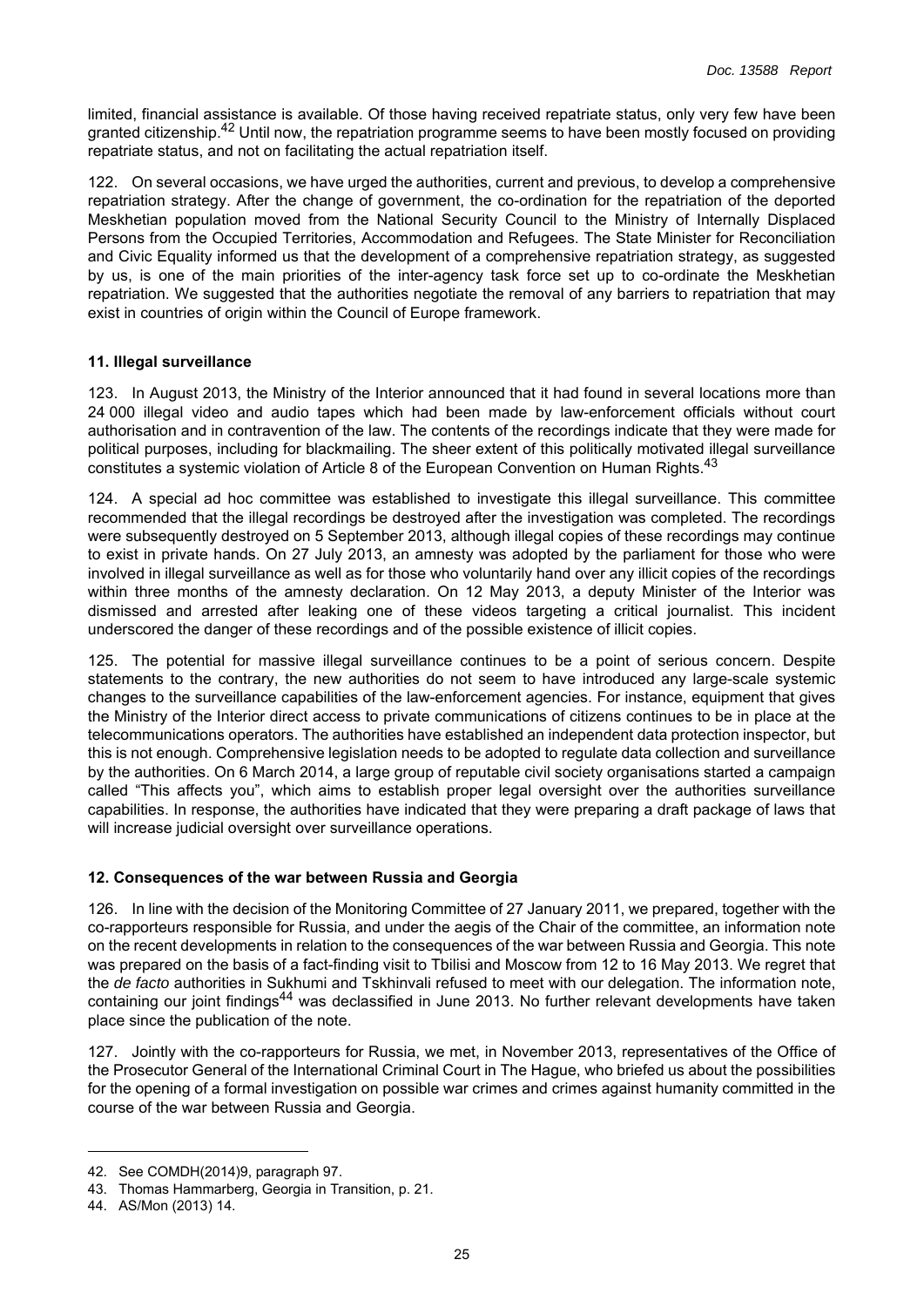limited, financial assistance is available. Of those having received repatriate status, only very few have been granted citizenship.[42] Until now, the repatriation programme seems to have been mostly focused on providing repatriate status, and not on facilitating the actual repatriation itself.

122. On several occasions, we have urged the authorities, current and previous, to develop a comprehensive repatriation strategy. After the change of government, the co-ordination for the repatriation of the deported Meskhetian population moved from the National Security Council to the Ministry of Internally Displaced Persons from the Occupied Territories, Accommodation and Refugees. The State Minister for Reconciliation and Civic Equality informed us that the development of a comprehensive repatriation strategy, as suggested by us, is one of the main priorities of the inter-agency task force set up to co-ordinate the Meskhetian repatriation. We suggested that the authorities negotiate the removal of any barriers to repatriation that may exist in countries of origin within the Council of Europe framework.

### 11. Illegal surveillance

123. In August 2013, the Ministry of the Interior announced that it had found in several locations more than 24 000 illegal video and audio tapes which had been made by law-enforcement officials without court authorisation and in contravention of the law. The contents of the recordings indicate that they were made for political purposes, including for blackmailing. The sheer extent of this politically motivated illegal surveillance constitutes a systemic violation of Article 8 of the European Convention on Human Rights.[43]

124. A special ad hoc committee was established to investigate this illegal surveillance. This committee recommended that the illegal recordings be destroyed after the investigation was completed. The recordings were subsequently destroyed on 5 September 2013, although illegal copies of these recordings may continue to exist in private hands. On 27 July 2013, an amnesty was adopted by the parliament for those who were involved in illegal surveillance as well as for those who voluntarily hand over any illicit copies of the recordings within three months of the amnesty declaration. On 12 May 2013, a deputy Minister of the Interior was dismissed and arrested after leaking one of these videos targeting a critical journalist. This incident underscored the danger of these recordings and of the possible existence of illicit copies.

125. The potential for massive illegal surveillance continues to be a point of serious concern. Despite statements to the contrary, the new authorities do not seem to have introduced any large-scale systemic changes to the surveillance capabilities of the law-enforcement agencies. For instance, equipment that gives the Ministry of the Interior direct access to private communications of citizens continues to be in place at the telecommunications operators. The authorities have established an independent data protection inspector, but this is not enough. Comprehensive legislation needs to be adopted to regulate data collection and surveillance by the authorities. On 6 March 2014, a large group of reputable civil society organisations started a campaign called "This affects you", which aims to establish proper legal oversight over the authorities surveillance capabilities. In response, the authorities have indicated that they were preparing a draft package of laws that will increase judicial oversight over surveillance operations.

### 12. Consequences of the war between Russia and Georgia

126. In line with the decision of the Monitoring Committee of 27 January 2011, we prepared, together with the co-rapporteurs responsible for Russia, and under the aegis of the Chair of the committee, an information note on the recent developments in relation to the consequences of the war between Russia and Georgia. This note was prepared on the basis of a fact-finding visit to Tbilisi and Moscow from 12 to 16 May 2013. We regret that the *de facto* authorities in Sukhumi and Tskhinvali refused to meet with our delegation. The information note, containing our joint findings[44] was declassified in June 2013. No further relevant developments have taken place since the publication of the note.

127. Jointly with the co-rapporteurs for Russia, we met, in November 2013, representatives of the Office of the Prosecutor General of the International Criminal Court in The Hague, who briefed us about the possibilities for the opening of a formal investigation on possible war crimes and crimes against humanity committed in the course of the war between Russia and Georgia.

---

42. See COMDH(2014)9, paragraph 97.
43. Thomas Hammarberg, Georgia in Transition, p. 21.
44. AS/Mon (2013) 14.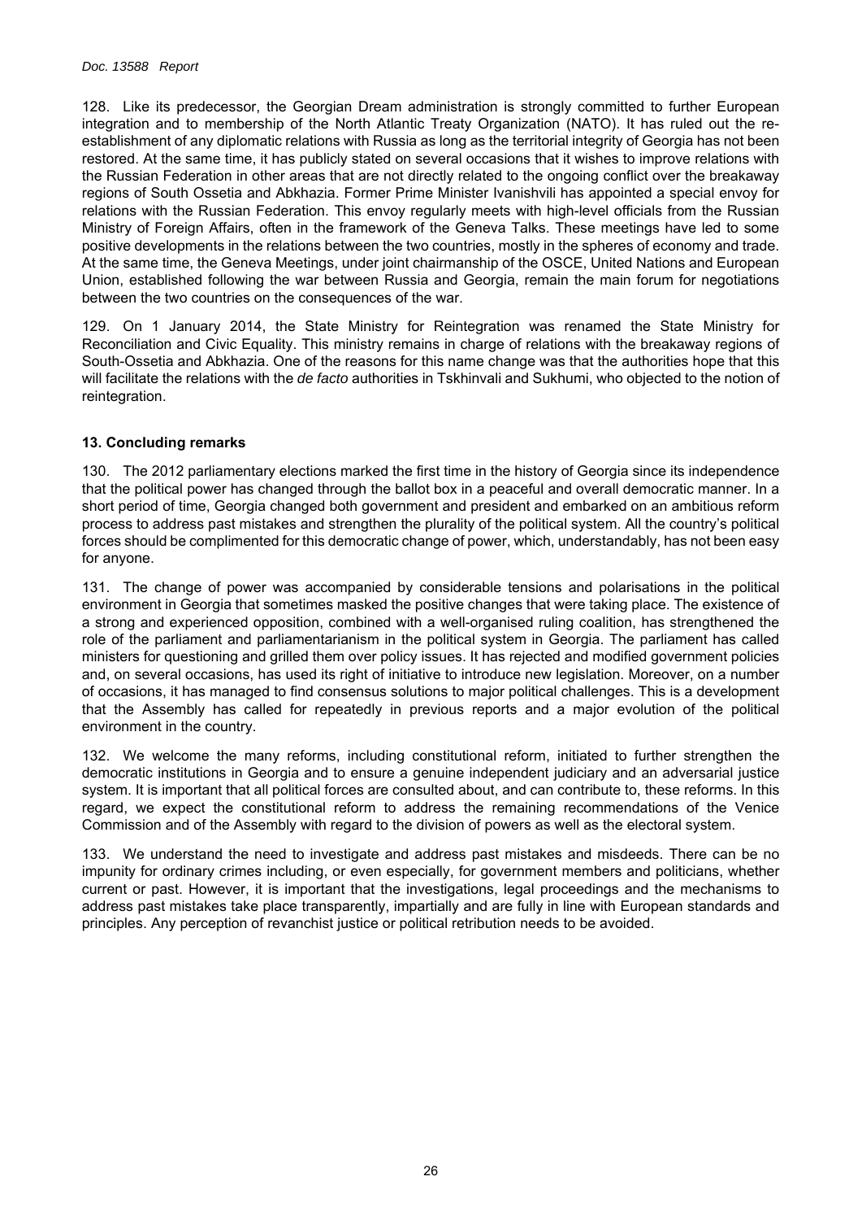128. Like its predecessor, the Georgian Dream administration is strongly committed to further European integration and to membership of the North Atlantic Treaty Organization (NATO). It has ruled out the re-establishment of any diplomatic relations with Russia as long as the territorial integrity of Georgia has not been restored. At the same time, it has publicly stated on several occasions that it wishes to improve relations with the Russian Federation in other areas that are not directly related to the ongoing conflict over the breakaway regions of South Ossetia and Abkhazia. Former Prime Minister Ivanishvili has appointed a special envoy for relations with the Russian Federation. This envoy regularly meets with high-level officials from the Russian Ministry of Foreign Affairs, often in the framework of the Geneva Talks. These meetings have led to some positive developments in the relations between the two countries, mostly in the spheres of economy and trade. At the same time, the Geneva Meetings, under joint chairmanship of the OSCE, United Nations and European Union, established following the war between Russia and Georgia, remain the main forum for negotiations between the two countries on the consequences of the war.

129. On 1 January 2014, the State Ministry for Reintegration was renamed the State Ministry for Reconciliation and Civic Equality. This ministry remains in charge of relations with the breakaway regions of South-Ossetia and Abkhazia. One of the reasons for this name change was that the authorities hope that this will facilitate the relations with the *de facto* authorities in Tskhinvali and Sukhumi, who objected to the notion of reintegration.

### 13. Concluding remarks

130. The 2012 parliamentary elections marked the first time in the history of Georgia since its independence that the political power has changed through the ballot box in a peaceful and overall democratic manner. In a short period of time, Georgia changed both government and president and embarked on an ambitious reform process to address past mistakes and strengthen the plurality of the political system. All the country's political forces should be complimented for this democratic change of power, which, understandably, has not been easy for anyone.

131. The change of power was accompanied by considerable tensions and polarisations in the political environment in Georgia that sometimes masked the positive changes that were taking place. The existence of a strong and experienced opposition, combined with a well-organised ruling coalition, has strengthened the role of the parliament and parliamentarianism in the political system in Georgia. The parliament has called ministers for questioning and grilled them over policy issues. It has rejected and modified government policies and, on several occasions, has used its right of initiative to introduce new legislation. Moreover, on a number of occasions, it has managed to find consensus solutions to major political challenges. This is a development that the Assembly has called for repeatedly in previous reports and a major evolution of the political environment in the country.

132. We welcome the many reforms, including constitutional reform, initiated to further strengthen the democratic institutions in Georgia and to ensure a genuine independent judiciary and an adversarial justice system. It is important that all political forces are consulted about, and can contribute to, these reforms. In this regard, we expect the constitutional reform to address the remaining recommendations of the Venice Commission and of the Assembly with regard to the division of powers as well as the electoral system.

133. We understand the need to investigate and address past mistakes and misdeeds. There can be no impunity for ordinary crimes including, or even especially, for government members and politicians, whether current or past. However, it is important that the investigations, legal proceedings and the mechanisms to address past mistakes take place transparently, impartially and are fully in line with European standards and principles. Any perception of revanchist justice or political retribution needs to be avoided.